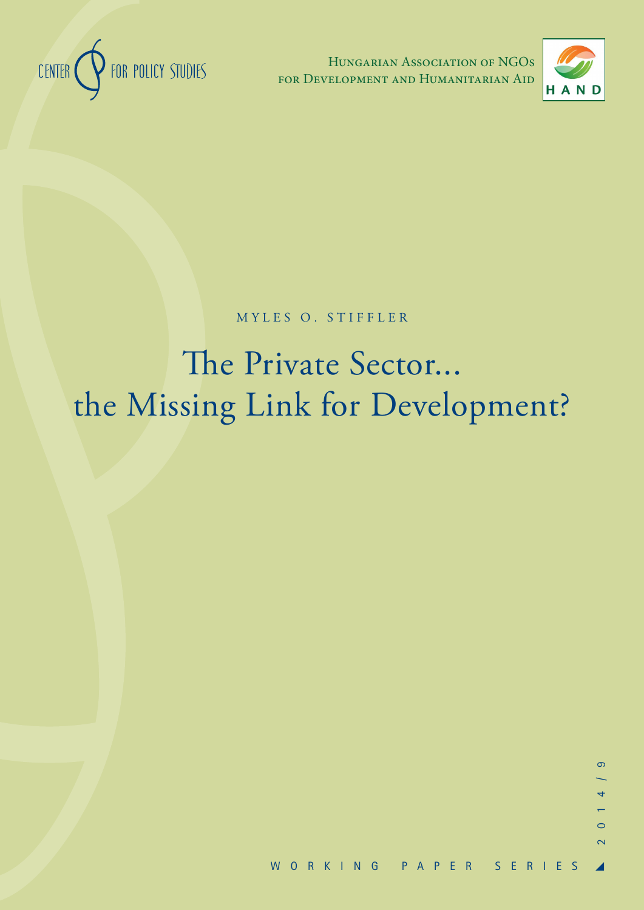CENTER FOR POLICY STUDIES

Hungarian Association of NGOs for Development and Humanitarian Aid

HAND

MYLES O. STIFFLER

# The Private Sector... the Missing Link for Development?

2014/9

WORKING PAPER SERIES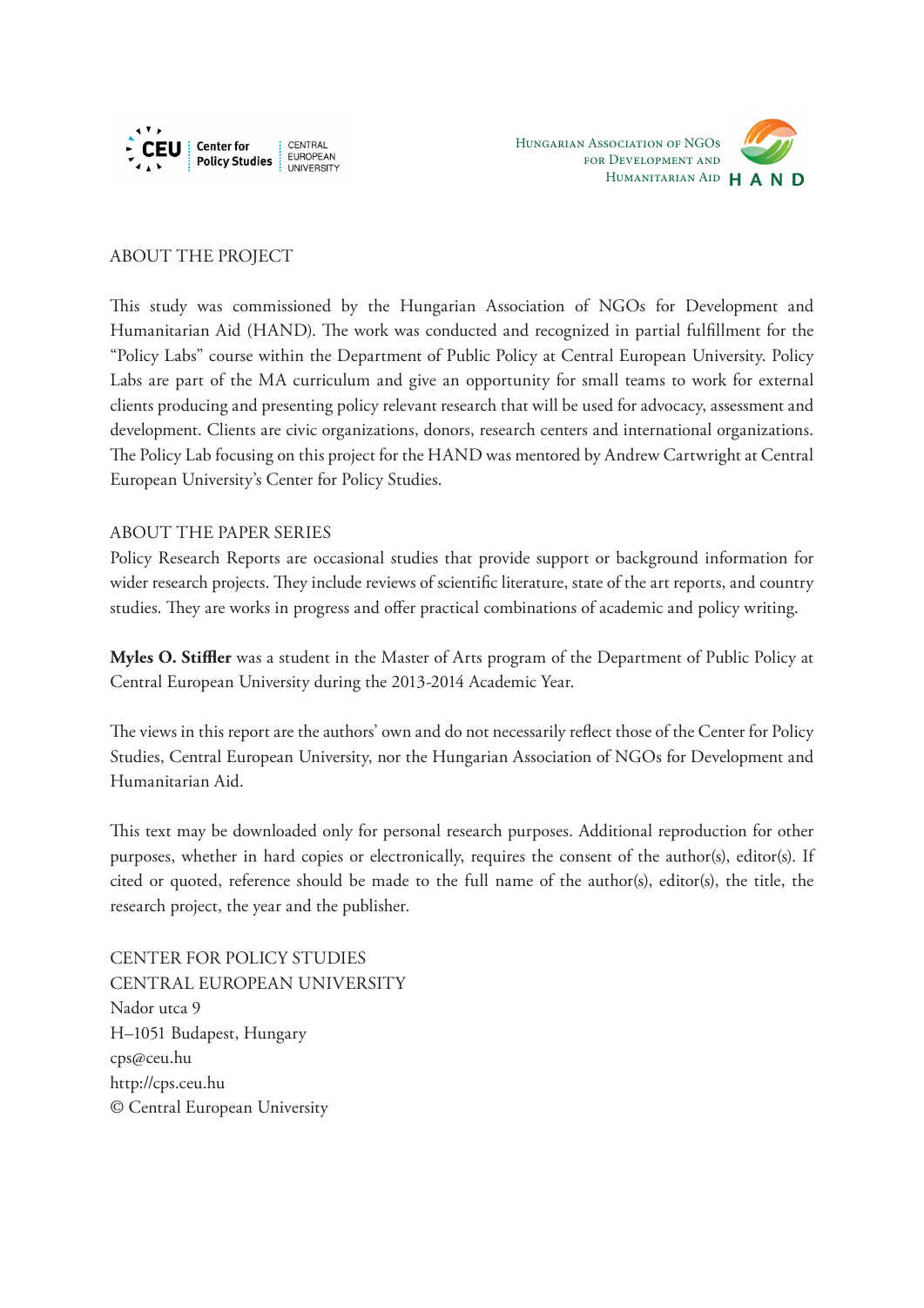CEU Center for Policy Studies — CENTRAL EUROPEAN UNIVERSITY

HUNGARIAN ASSOCIATION OF NGOS FOR DEVELOPMENT AND HUMANITARIAN AID — HAND

## ABOUT THE PROJECT

This study was commissioned by the Hungarian Association of NGOs for Development and Humanitarian Aid (HAND). The work was conducted and recognized in partial fulfillment for the "Policy Labs" course within the Department of Public Policy at Central European University. Policy Labs are part of the MA curriculum and give an opportunity for small teams to work for external clients producing and presenting policy relevant research that will be used for advocacy, assessment and development. Clients are civic organizations, donors, research centers and international organizations. The Policy Lab focusing on this project for the HAND was mentored by Andrew Cartwright at Central European University's Center for Policy Studies.

## ABOUT THE PAPER SERIES

Policy Research Reports are occasional studies that provide support or background information for wider research projects. They include reviews of scientific literature, state of the art reports, and country studies. They are works in progress and offer practical combinations of academic and policy writing.

**Myles O. Stiffler** was a student in the Master of Arts program of the Department of Public Policy at Central European University during the 2013-2014 Academic Year.

The views in this report are the authors' own and do not necessarily reflect those of the Center for Policy Studies, Central European University, nor the Hungarian Association of NGOs for Development and Humanitarian Aid.

This text may be downloaded only for personal research purposes. Additional reproduction for other purposes, whether in hard copies or electronically, requires the consent of the author(s), editor(s). If cited or quoted, reference should be made to the full name of the author(s), editor(s), the title, the research project, the year and the publisher.

CENTER FOR POLICY STUDIES
CENTRAL EUROPEAN UNIVERSITY
Nador utca 9
H–1051 Budapest, Hungary
cps@ceu.hu
http://cps.ceu.hu
© Central European University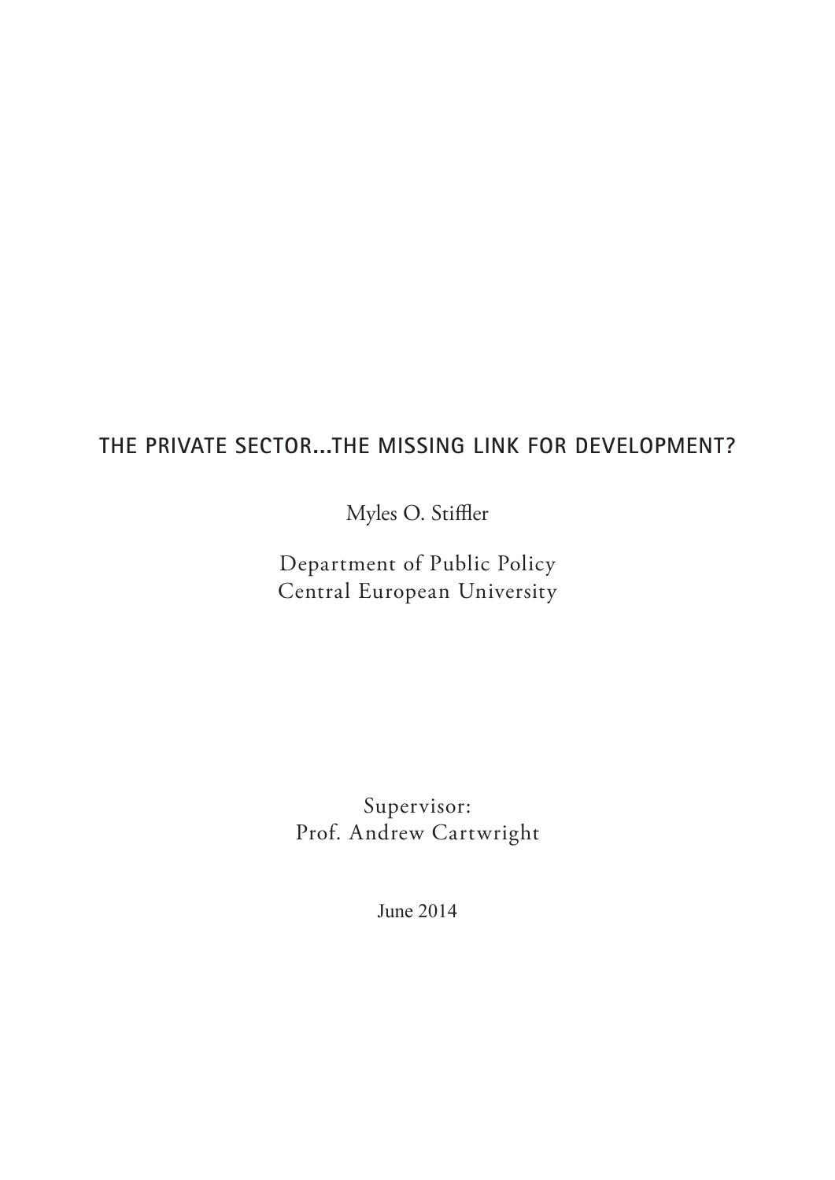# THE PRIVATE SECTOR...THE MISSING LINK FOR DEVELOPMENT?

Myles O. Stiffler

Department of Public Policy
Central European University

Supervisor:
Prof. Andrew Cartwright

June 2014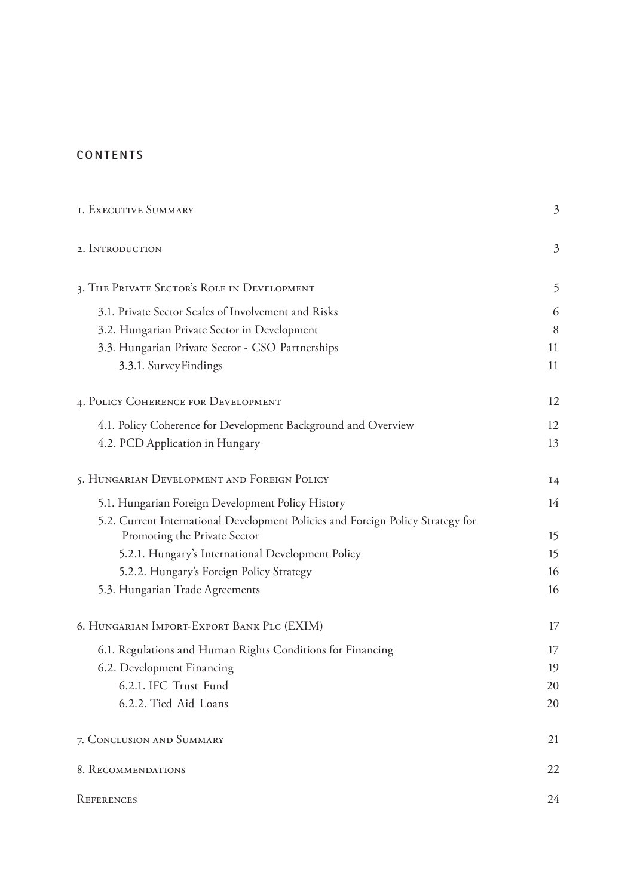# CONTENTS

| | |
|---|---|
| 1. Executive Summary | 3 |
| 2. Introduction | 3 |
| 3. The Private Sector's Role in Development | 5 |
| 3.1. Private Sector Scales of Involvement and Risks | 6 |
| 3.2. Hungarian Private Sector in Development | 8 |
| 3.3. Hungarian Private Sector - CSO Partnerships | 11 |
| 3.3.1. SurveyFindings | 11 |
| 4. Policy Coherence for Development | 12 |
| 4.1. Policy Coherence for Development Background and Overview | 12 |
| 4.2. PCD Application in Hungary | 13 |
| 5. Hungarian Development and Foreign Policy | 14 |
| 5.1. Hungarian Foreign Development Policy History | 14 |
| 5.2. Current International Development Policies and Foreign Policy Strategy for Promoting the Private Sector | 15 |
| 5.2.1. Hungary's International Development Policy | 15 |
| 5.2.2. Hungary's Foreign Policy Strategy | 16 |
| 5.3. Hungarian Trade Agreements | 16 |
| 6. Hungarian Import-Export Bank Plc (EXIM) | 17 |
| 6.1. Regulations and Human Rights Conditions for Financing | 17 |
| 6.2. Development Financing | 19 |
| 6.2.1. IFC Trust Fund | 20 |
| 6.2.2. Tied Aid Loans | 20 |
| 7. Conclusion and Summary | 21 |
| 8. Recommendations | 22 |
| References | 24 |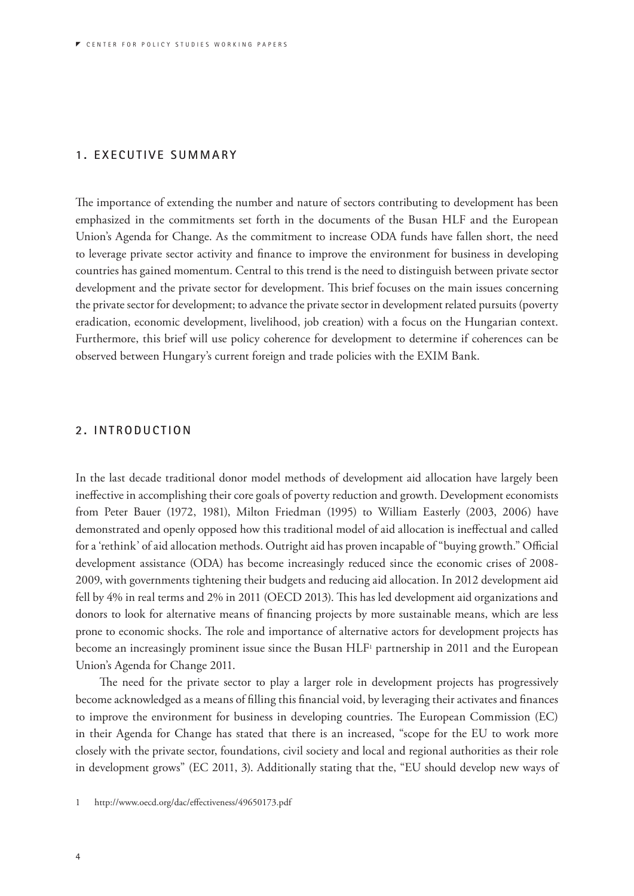## 1. EXECUTIVE SUMMARY

The importance of extending the number and nature of sectors contributing to development has been emphasized in the commitments set forth in the documents of the Busan HLF and the European Union's Agenda for Change. As the commitment to increase ODA funds have fallen short, the need to leverage private sector activity and finance to improve the environment for business in developing countries has gained momentum. Central to this trend is the need to distinguish between private sector development and the private sector for development. This brief focuses on the main issues concerning the private sector for development; to advance the private sector in development related pursuits (poverty eradication, economic development, livelihood, job creation) with a focus on the Hungarian context. Furthermore, this brief will use policy coherence for development to determine if coherences can be observed between Hungary's current foreign and trade policies with the EXIM Bank.

## 2. INTRODUCTION

In the last decade traditional donor model methods of development aid allocation have largely been ineffective in accomplishing their core goals of poverty reduction and growth. Development economists from Peter Bauer (1972, 1981), Milton Friedman (1995) to William Easterly (2003, 2006) have demonstrated and openly opposed how this traditional model of aid allocation is ineffectual and called for a 'rethink' of aid allocation methods. Outright aid has proven incapable of "buying growth." Official development assistance (ODA) has become increasingly reduced since the economic crises of 2008-2009, with governments tightening their budgets and reducing aid allocation. In 2012 development aid fell by 4% in real terms and 2% in 2011 (OECD 2013). This has led development aid organizations and donors to look for alternative means of financing projects by more sustainable means, which are less prone to economic shocks. The role and importance of alternative actors for development projects has become an increasingly prominent issue since the Busan HLF[1] partnership in 2011 and the European Union's Agenda for Change 2011.

The need for the private sector to play a larger role in development projects has progressively become acknowledged as a means of filling this financial void, by leveraging their activates and finances to improve the environment for business in developing countries. The European Commission (EC) in their Agenda for Change has stated that there is an increased, "scope for the EU to work more closely with the private sector, foundations, civil society and local and regional authorities as their role in development grows" (EC 2011, 3). Additionally stating that the, "EU should develop new ways of

1 http://www.oecd.org/dac/effectiveness/49650173.pdf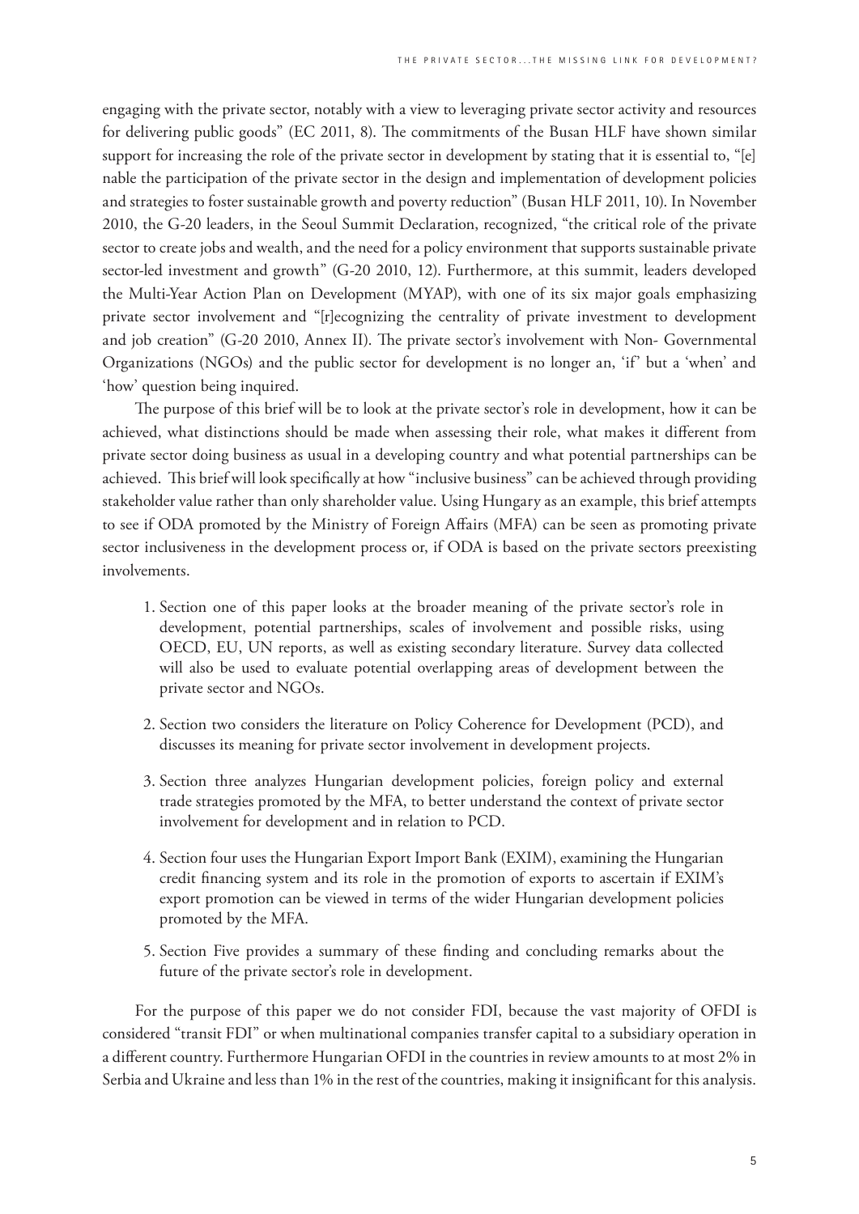engaging with the private sector, notably with a view to leveraging private sector activity and resources for delivering public goods" (EC 2011, 8). The commitments of the Busan HLF have shown similar support for increasing the role of the private sector in development by stating that it is essential to, "[e] nable the participation of the private sector in the design and implementation of development policies and strategies to foster sustainable growth and poverty reduction" (Busan HLF 2011, 10). In November 2010, the G-20 leaders, in the Seoul Summit Declaration, recognized, "the critical role of the private sector to create jobs and wealth, and the need for a policy environment that supports sustainable private sector-led investment and growth" (G-20 2010, 12). Furthermore, at this summit, leaders developed the Multi-Year Action Plan on Development (MYAP), with one of its six major goals emphasizing private sector involvement and "[r]ecognizing the centrality of private investment to development and job creation" (G-20 2010, Annex II). The private sector's involvement with Non- Governmental Organizations (NGOs) and the public sector for development is no longer an, 'if' but a 'when' and 'how' question being inquired.

The purpose of this brief will be to look at the private sector's role in development, how it can be achieved, what distinctions should be made when assessing their role, what makes it different from private sector doing business as usual in a developing country and what potential partnerships can be achieved. This brief will look specifically at how "inclusive business" can be achieved through providing stakeholder value rather than only shareholder value. Using Hungary as an example, this brief attempts to see if ODA promoted by the Ministry of Foreign Affairs (MFA) can be seen as promoting private sector inclusiveness in the development process or, if ODA is based on the private sectors preexisting involvements.

1. Section one of this paper looks at the broader meaning of the private sector's role in development, potential partnerships, scales of involvement and possible risks, using OECD, EU, UN reports, as well as existing secondary literature. Survey data collected will also be used to evaluate potential overlapping areas of development between the private sector and NGOs.

2. Section two considers the literature on Policy Coherence for Development (PCD), and discusses its meaning for private sector involvement in development projects.

3. Section three analyzes Hungarian development policies, foreign policy and external trade strategies promoted by the MFA, to better understand the context of private sector involvement for development and in relation to PCD.

4. Section four uses the Hungarian Export Import Bank (EXIM), examining the Hungarian credit financing system and its role in the promotion of exports to ascertain if EXIM's export promotion can be viewed in terms of the wider Hungarian development policies promoted by the MFA.

5. Section Five provides a summary of these finding and concluding remarks about the future of the private sector's role in development.

For the purpose of this paper we do not consider FDI, because the vast majority of OFDI is considered "transit FDI" or when multinational companies transfer capital to a subsidiary operation in a different country. Furthermore Hungarian OFDI in the countries in review amounts to at most 2% in Serbia and Ukraine and less than 1% in the rest of the countries, making it insignificant for this analysis.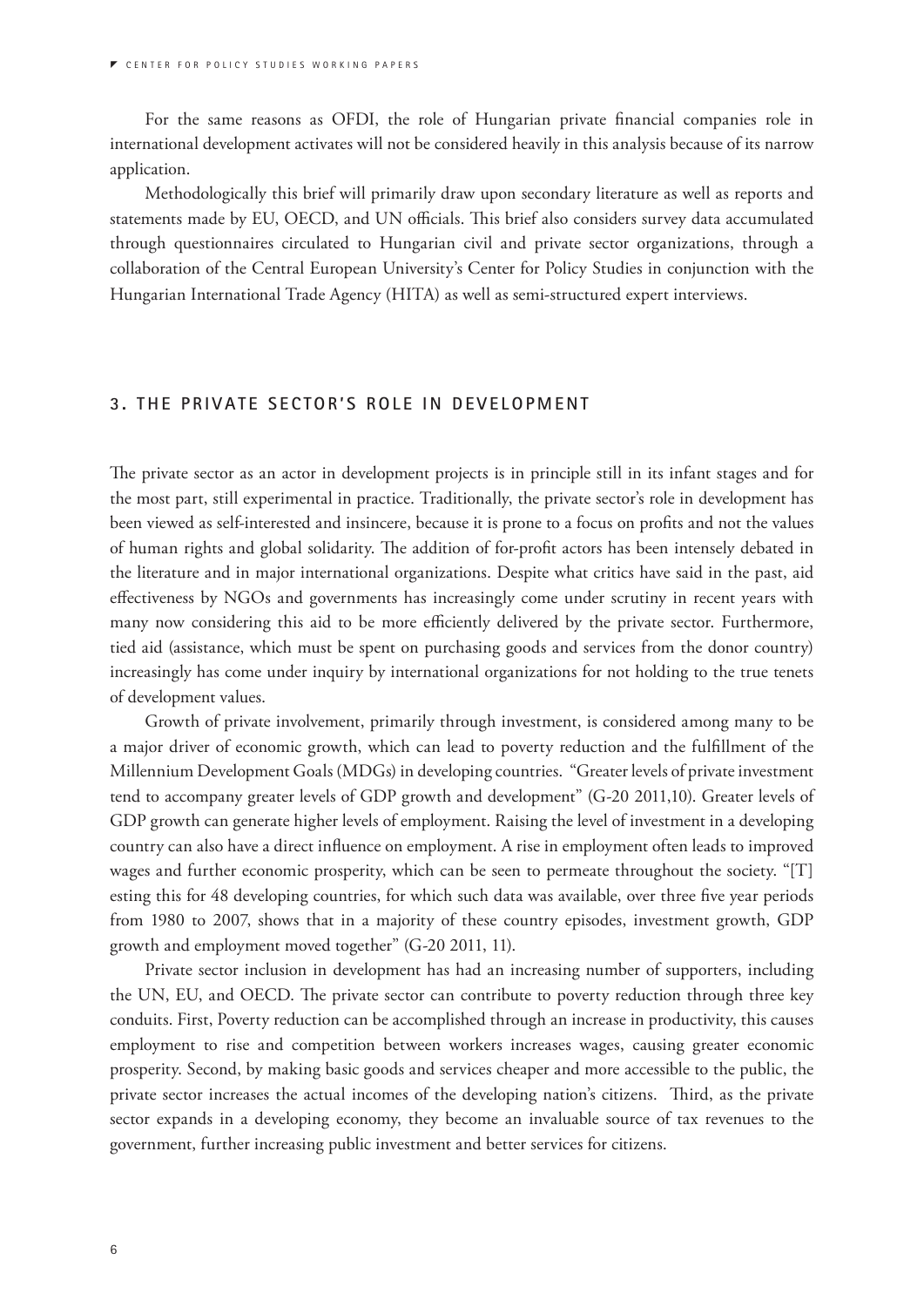For the same reasons as OFDI, the role of Hungarian private financial companies role in international development activates will not be considered heavily in this analysis because of its narrow application.

Methodologically this brief will primarily draw upon secondary literature as well as reports and statements made by EU, OECD, and UN officials. This brief also considers survey data accumulated through questionnaires circulated to Hungarian civil and private sector organizations, through a collaboration of the Central European University's Center for Policy Studies in conjunction with the Hungarian International Trade Agency (HITA) as well as semi-structured expert interviews.

## 3. THE PRIVATE SECTOR'S ROLE IN DEVELOPMENT

The private sector as an actor in development projects is in principle still in its infant stages and for the most part, still experimental in practice. Traditionally, the private sector's role in development has been viewed as self-interested and insincere, because it is prone to a focus on profits and not the values of human rights and global solidarity. The addition of for-profit actors has been intensely debated in the literature and in major international organizations. Despite what critics have said in the past, aid effectiveness by NGOs and governments has increasingly come under scrutiny in recent years with many now considering this aid to be more efficiently delivered by the private sector. Furthermore, tied aid (assistance, which must be spent on purchasing goods and services from the donor country) increasingly has come under inquiry by international organizations for not holding to the true tenets of development values.

Growth of private involvement, primarily through investment, is considered among many to be a major driver of economic growth, which can lead to poverty reduction and the fulfillment of the Millennium Development Goals (MDGs) in developing countries. "Greater levels of private investment tend to accompany greater levels of GDP growth and development" (G-20 2011,10). Greater levels of GDP growth can generate higher levels of employment. Raising the level of investment in a developing country can also have a direct influence on employment. A rise in employment often leads to improved wages and further economic prosperity, which can be seen to permeate throughout the society. "[T] esting this for 48 developing countries, for which such data was available, over three five year periods from 1980 to 2007, shows that in a majority of these country episodes, investment growth, GDP growth and employment moved together" (G-20 2011, 11).

Private sector inclusion in development has had an increasing number of supporters, including the UN, EU, and OECD. The private sector can contribute to poverty reduction through three key conduits. First, Poverty reduction can be accomplished through an increase in productivity, this causes employment to rise and competition between workers increases wages, causing greater economic prosperity. Second, by making basic goods and services cheaper and more accessible to the public, the private sector increases the actual incomes of the developing nation's citizens. Third, as the private sector expands in a developing economy, they become an invaluable source of tax revenues to the government, further increasing public investment and better services for citizens.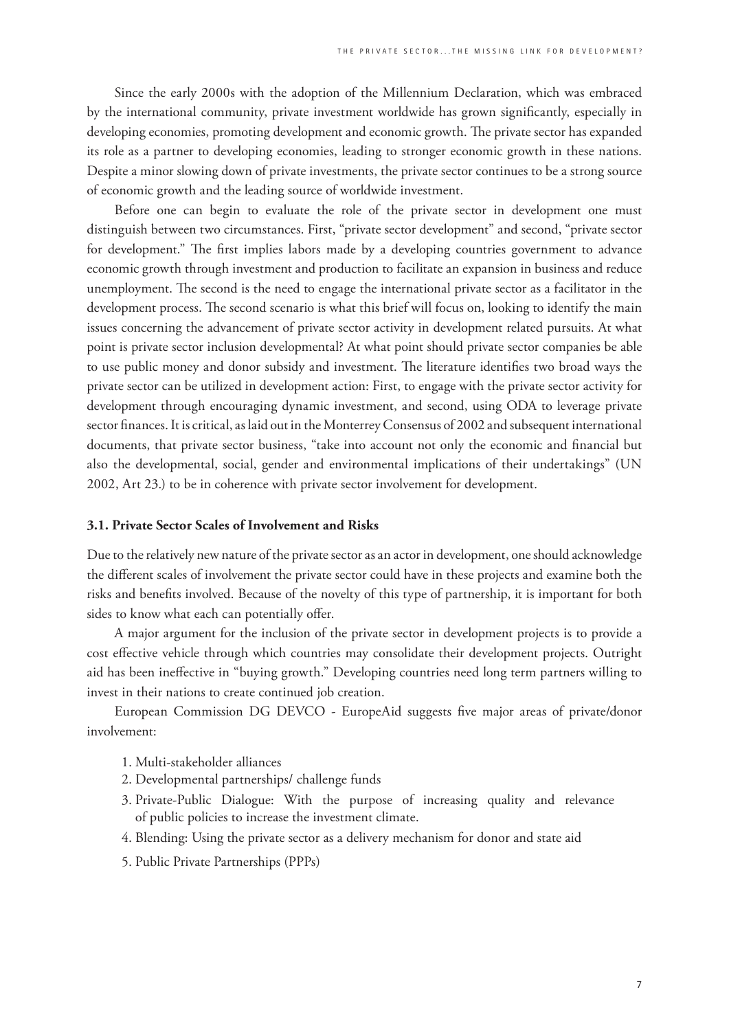Since the early 2000s with the adoption of the Millennium Declaration, which was embraced by the international community, private investment worldwide has grown significantly, especially in developing economies, promoting development and economic growth. The private sector has expanded its role as a partner to developing economies, leading to stronger economic growth in these nations. Despite a minor slowing down of private investments, the private sector continues to be a strong source of economic growth and the leading source of worldwide investment.

Before one can begin to evaluate the role of the private sector in development one must distinguish between two circumstances. First, "private sector development" and second, "private sector for development." The first implies labors made by a developing countries government to advance economic growth through investment and production to facilitate an expansion in business and reduce unemployment. The second is the need to engage the international private sector as a facilitator in the development process. The second scenario is what this brief will focus on, looking to identify the main issues concerning the advancement of private sector activity in development related pursuits. At what point is private sector inclusion developmental? At what point should private sector companies be able to use public money and donor subsidy and investment. The literature identifies two broad ways the private sector can be utilized in development action: First, to engage with the private sector activity for development through encouraging dynamic investment, and second, using ODA to leverage private sector finances. It is critical, as laid out in the Monterrey Consensus of 2002 and subsequent international documents, that private sector business, "take into account not only the economic and financial but also the developmental, social, gender and environmental implications of their undertakings" (UN 2002, Art 23.) to be in coherence with private sector involvement for development.

### 3.1. Private Sector Scales of Involvement and Risks

Due to the relatively new nature of the private sector as an actor in development, one should acknowledge the different scales of involvement the private sector could have in these projects and examine both the risks and benefits involved. Because of the novelty of this type of partnership, it is important for both sides to know what each can potentially offer.

A major argument for the inclusion of the private sector in development projects is to provide a cost effective vehicle through which countries may consolidate their development projects. Outright aid has been ineffective in "buying growth." Developing countries need long term partners willing to invest in their nations to create continued job creation.

European Commission DG DEVCO - EuropeAid suggests five major areas of private/donor involvement:

1. Multi-stakeholder alliances
2. Developmental partnerships/ challenge funds
3. Private-Public Dialogue: With the purpose of increasing quality and relevance of public policies to increase the investment climate.
4. Blending: Using the private sector as a delivery mechanism for donor and state aid
5. Public Private Partnerships (PPPs)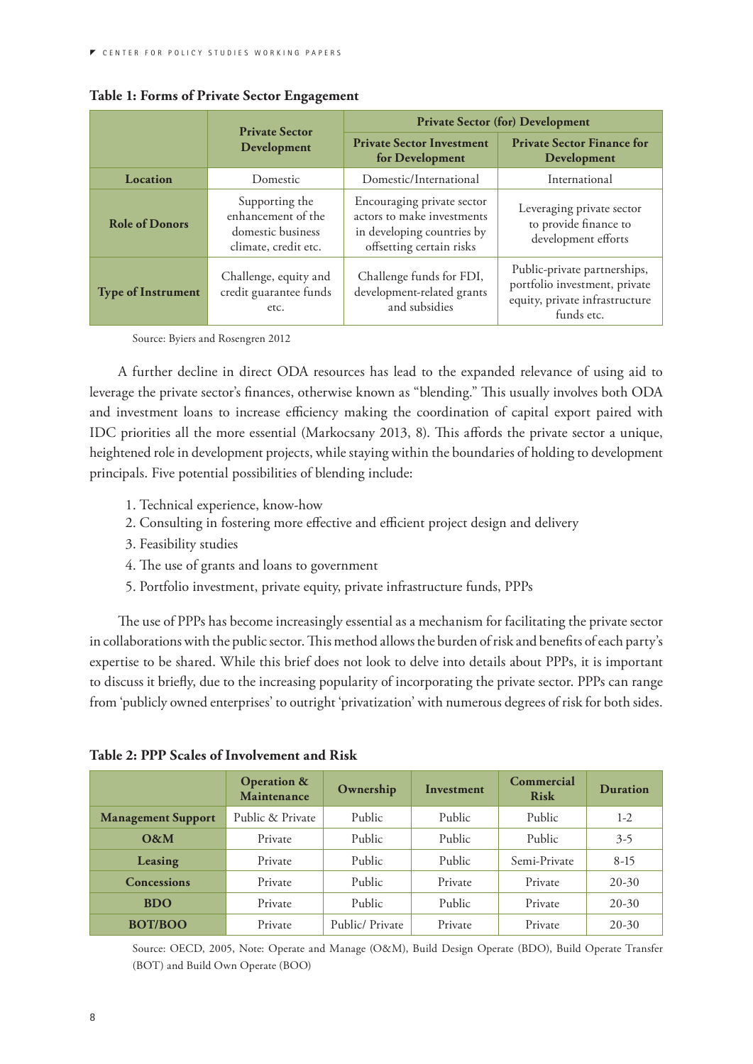**Table 1: Forms of Private Sector Engagement**

| | Private Sector Development | Private Sector (for) Development | |
|---|---|---|---|
| | | Private Sector Investment for Development | Private Sector Finance for Development |
| **Location** | Domestic | Domestic/International | International |
| **Role of Donors** | Supporting the enhancement of the domestic business climate, credit etc. | Encouraging private sector actors to make investments in developing countries by offsetting certain risks | Leveraging private sector to provide finance to development efforts |
| **Type of Instrument** | Challenge, equity and credit guarantee funds etc. | Challenge funds for FDI, development-related grants and subsidies | Public-private partnerships, portfolio investment, private equity, private infrastructure funds etc. |

Source: Byiers and Rosengren 2012

A further decline in direct ODA resources has lead to the expanded relevance of using aid to leverage the private sector's finances, otherwise known as "blending." This usually involves both ODA and investment loans to increase efficiency making the coordination of capital export paired with IDC priorities all the more essential (Markocsany 2013, 8). This affords the private sector a unique, heightened role in development projects, while staying within the boundaries of holding to development principals. Five potential possibilities of blending include:

1. Technical experience, know-how
2. Consulting in fostering more effective and efficient project design and delivery
3. Feasibility studies
4. The use of grants and loans to government
5. Portfolio investment, private equity, private infrastructure funds, PPPs

The use of PPPs has become increasingly essential as a mechanism for facilitating the private sector in collaborations with the public sector. This method allows the burden of risk and benefits of each party's expertise to be shared. While this brief does not look to delve into details about PPPs, it is important to discuss it briefly, due to the increasing popularity of incorporating the private sector. PPPs can range from 'publicly owned enterprises' to outright 'privatization' with numerous degrees of risk for both sides.

**Table 2: PPP Scales of Involvement and Risk**

| | Operation & Maintenance | Ownership | Investment | Commercial Risk | Duration |
|---|---|---|---|---|---|
| **Management Support** | Public & Private | Public | Public | Public | 1-2 |
| **O&M** | Private | Public | Public | Public | 3-5 |
| **Leasing** | Private | Public | Public | Semi-Private | 8-15 |
| **Concessions** | Private | Public | Private | Private | 20-30 |
| **BDO** | Private | Public | Public | Private | 20-30 |
| **BOT/BOO** | Private | Public/ Private | Private | Private | 20-30 |

Source: OECD, 2005, Note: Operate and Manage (O&M), Build Design Operate (BDO), Build Operate Transfer (BOT) and Build Own Operate (BOO)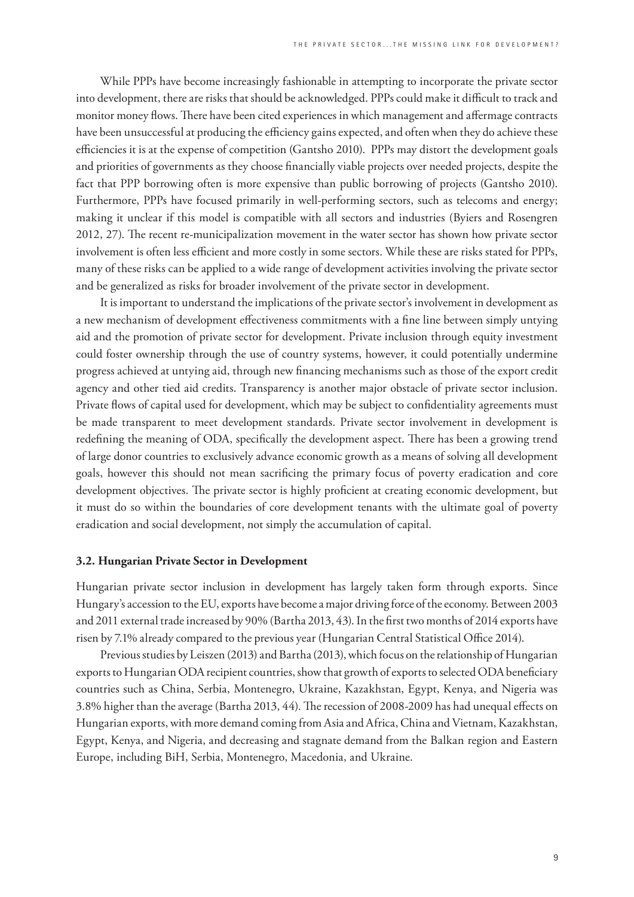While PPPs have become increasingly fashionable in attempting to incorporate the private sector into development, there are risks that should be acknowledged. PPPs could make it difficult to track and monitor money flows. There have been cited experiences in which management and affermage contracts have been unsuccessful at producing the efficiency gains expected, and often when they do achieve these efficiencies it is at the expense of competition (Gantsho 2010). PPPs may distort the development goals and priorities of governments as they choose financially viable projects over needed projects, despite the fact that PPP borrowing often is more expensive than public borrowing of projects (Gantsho 2010). Furthermore, PPPs have focused primarily in well-performing sectors, such as telecoms and energy; making it unclear if this model is compatible with all sectors and industries (Byiers and Rosengren 2012, 27). The recent re-municipalization movement in the water sector has shown how private sector involvement is often less efficient and more costly in some sectors. While these are risks stated for PPPs, many of these risks can be applied to a wide range of development activities involving the private sector and be generalized as risks for broader involvement of the private sector in development.

It is important to understand the implications of the private sector's involvement in development as a new mechanism of development effectiveness commitments with a fine line between simply untying aid and the promotion of private sector for development. Private inclusion through equity investment could foster ownership through the use of country systems, however, it could potentially undermine progress achieved at untying aid, through new financing mechanisms such as those of the export credit agency and other tied aid credits. Transparency is another major obstacle of private sector inclusion. Private flows of capital used for development, which may be subject to confidentiality agreements must be made transparent to meet development standards. Private sector involvement in development is redefining the meaning of ODA, specifically the development aspect. There has been a growing trend of large donor countries to exclusively advance economic growth as a means of solving all development goals, however this should not mean sacrificing the primary focus of poverty eradication and core development objectives. The private sector is highly proficient at creating economic development, but it must do so within the boundaries of core development tenants with the ultimate goal of poverty eradication and social development, not simply the accumulation of capital.

### 3.2. Hungarian Private Sector in Development

Hungarian private sector inclusion in development has largely taken form through exports. Since Hungary's accession to the EU, exports have become a major driving force of the economy. Between 2003 and 2011 external trade increased by 90% (Bartha 2013, 43). In the first two months of 2014 exports have risen by 7.1% already compared to the previous year (Hungarian Central Statistical Office 2014).

Previous studies by Leiszen (2013) and Bartha (2013), which focus on the relationship of Hungarian exports to Hungarian ODA recipient countries, show that growth of exports to selected ODA beneficiary countries such as China, Serbia, Montenegro, Ukraine, Kazakhstan, Egypt, Kenya, and Nigeria was 3.8% higher than the average (Bartha 2013, 44). The recession of 2008-2009 has had unequal effects on Hungarian exports, with more demand coming from Asia and Africa, China and Vietnam, Kazakhstan, Egypt, Kenya, and Nigeria, and decreasing and stagnate demand from the Balkan region and Eastern Europe, including BiH, Serbia, Montenegro, Macedonia, and Ukraine.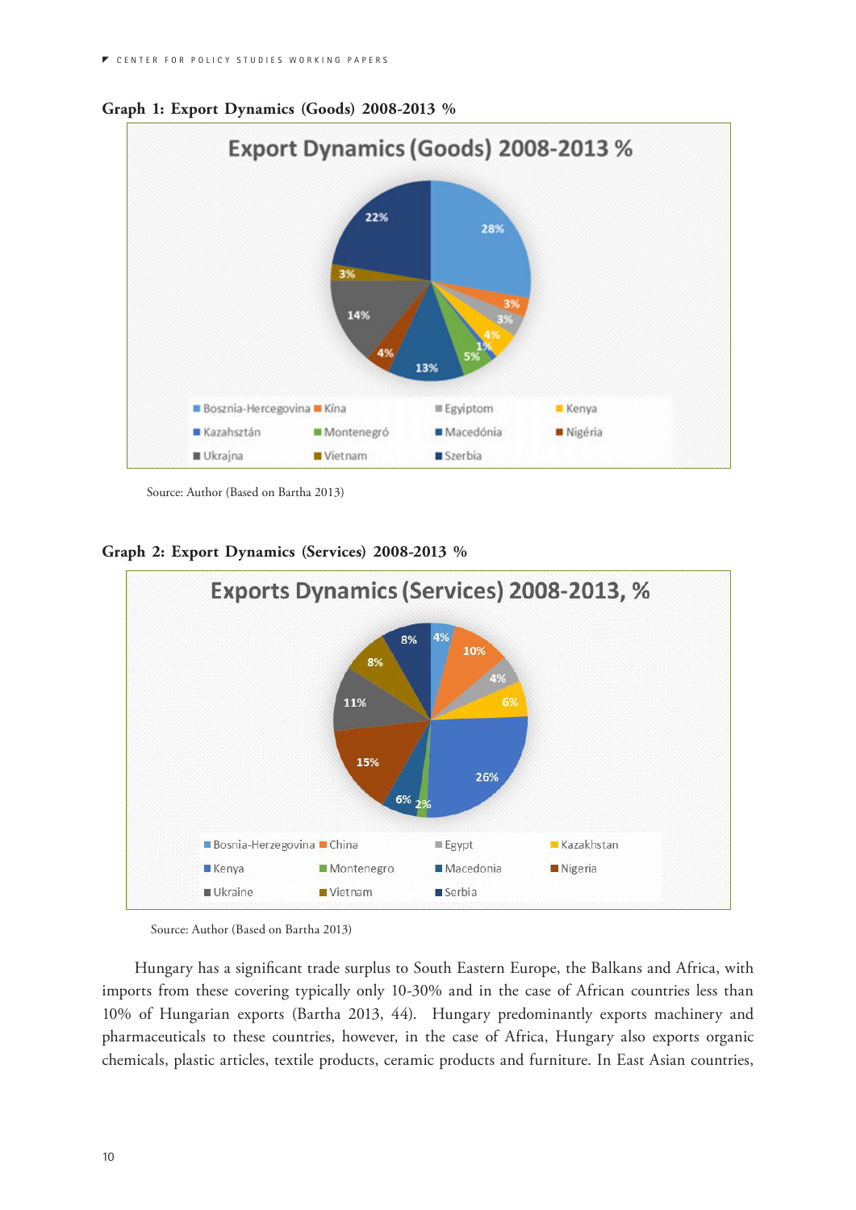**Graph 1: Export Dynamics (Goods) 2008-2013 %**

Source: Author (Based on Bartha 2013)

**Graph 2: Export Dynamics (Services) 2008-2013 %**

Source: Author (Based on Bartha 2013)

Hungary has a significant trade surplus to South Eastern Europe, the Balkans and Africa, with imports from these covering typically only 10-30% and in the case of African countries less than 10% of Hungarian exports (Bartha 2013, 44). Hungary predominantly exports machinery and pharmaceuticals to these countries, however, in the case of Africa, Hungary also exports organic chemicals, plastic articles, textile products, ceramic products and furniture. In East Asian countries,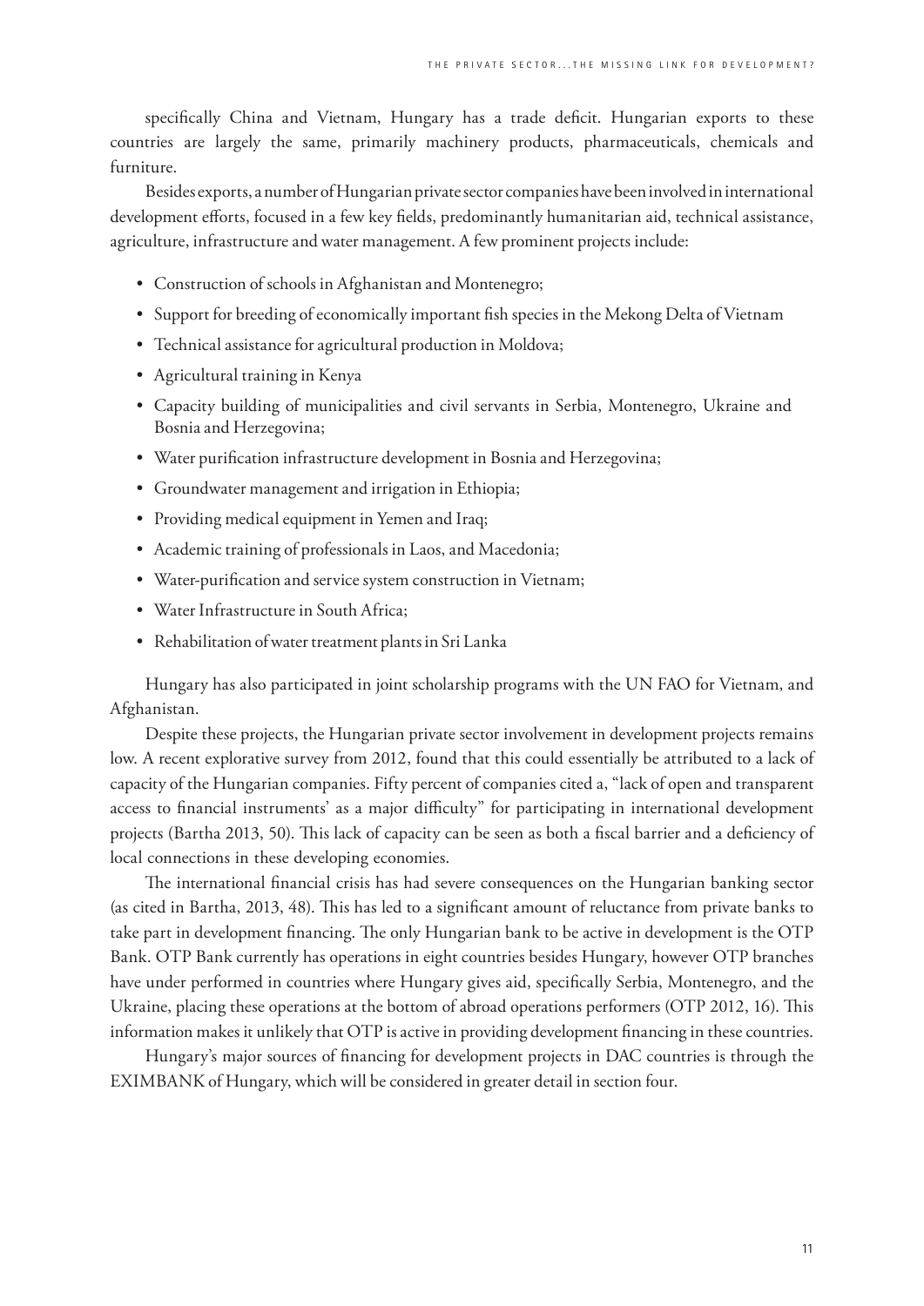specifically China and Vietnam, Hungary has a trade deficit. Hungarian exports to these countries are largely the same, primarily machinery products, pharmaceuticals, chemicals and furniture.

Besides exports, a number of Hungarian private sector companies have been involved in international development efforts, focused in a few key fields, predominantly humanitarian aid, technical assistance, agriculture, infrastructure and water management. A few prominent projects include:

- Construction of schools in Afghanistan and Montenegro;
- Support for breeding of economically important fish species in the Mekong Delta of Vietnam
- Technical assistance for agricultural production in Moldova;
- Agricultural training in Kenya
- Capacity building of municipalities and civil servants in Serbia, Montenegro, Ukraine and Bosnia and Herzegovina;
- Water purification infrastructure development in Bosnia and Herzegovina;
- Groundwater management and irrigation in Ethiopia;
- Providing medical equipment in Yemen and Iraq;
- Academic training of professionals in Laos, and Macedonia;
- Water-purification and service system construction in Vietnam;
- Water Infrastructure in South Africa;
- Rehabilitation of water treatment plants in Sri Lanka

Hungary has also participated in joint scholarship programs with the UN FAO for Vietnam, and Afghanistan.

Despite these projects, the Hungarian private sector involvement in development projects remains low. A recent explorative survey from 2012, found that this could essentially be attributed to a lack of capacity of the Hungarian companies. Fifty percent of companies cited a, "lack of open and transparent access to financial instruments' as a major difficulty" for participating in international development projects (Bartha 2013, 50). This lack of capacity can be seen as both a fiscal barrier and a deficiency of local connections in these developing economies.

The international financial crisis has had severe consequences on the Hungarian banking sector (as cited in Bartha, 2013, 48). This has led to a significant amount of reluctance from private banks to take part in development financing. The only Hungarian bank to be active in development is the OTP Bank. OTP Bank currently has operations in eight countries besides Hungary, however OTP branches have under performed in countries where Hungary gives aid, specifically Serbia, Montenegro, and the Ukraine, placing these operations at the bottom of abroad operations performers (OTP 2012, 16). This information makes it unlikely that OTP is active in providing development financing in these countries.

Hungary's major sources of financing for development projects in DAC countries is through the EXIMBANK of Hungary, which will be considered in greater detail in section four.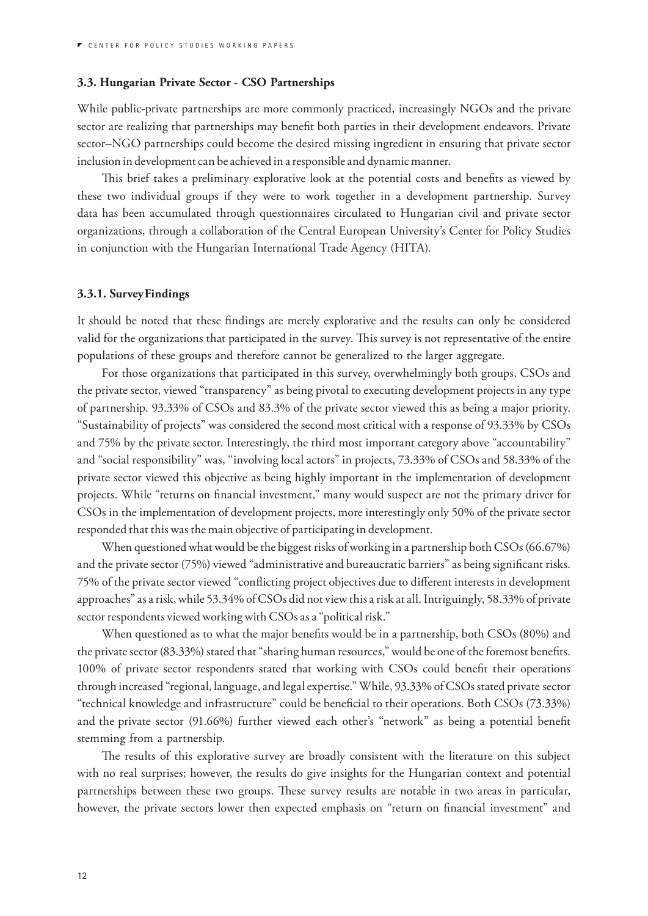### 3.3. Hungarian Private Sector - CSO Partnerships

While public-private partnerships are more commonly practiced, increasingly NGOs and the private sector are realizing that partnerships may benefit both parties in their development endeavors. Private sector–NGO partnerships could become the desired missing ingredient in ensuring that private sector inclusion in development can be achieved in a responsible and dynamic manner.

This brief takes a preliminary explorative look at the potential costs and benefits as viewed by these two individual groups if they were to work together in a development partnership. Survey data has been accumulated through questionnaires circulated to Hungarian civil and private sector organizations, through a collaboration of the Central European University's Center for Policy Studies in conjunction with the Hungarian International Trade Agency (HITA).

#### 3.3.1. Survey Findings

It should be noted that these findings are merely explorative and the results can only be considered valid for the organizations that participated in the survey. This survey is not representative of the entire populations of these groups and therefore cannot be generalized to the larger aggregate.

For those organizations that participated in this survey, overwhelmingly both groups, CSOs and the private sector, viewed "transparency" as being pivotal to executing development projects in any type of partnership. 93.33% of CSOs and 83.3% of the private sector viewed this as being a major priority. "Sustainability of projects" was considered the second most critical with a response of 93.33% by CSOs and 75% by the private sector. Interestingly, the third most important category above "accountability" and "social responsibility" was, "involving local actors" in projects, 73.33% of CSOs and 58.33% of the private sector viewed this objective as being highly important in the implementation of development projects. While "returns on financial investment," many would suspect are not the primary driver for CSOs in the implementation of development projects, more interestingly only 50% of the private sector responded that this was the main objective of participating in development.

When questioned what would be the biggest risks of working in a partnership both CSOs (66.67%) and the private sector (75%) viewed "administrative and bureaucratic barriers" as being significant risks. 75% of the private sector viewed "conflicting project objectives due to different interests in development approaches" as a risk, while 53.34% of CSOs did not view this a risk at all. Intriguingly, 58.33% of private sector respondents viewed working with CSOs as a "political risk."

When questioned as to what the major benefits would be in a partnership, both CSOs (80%) and the private sector (83.33%) stated that "sharing human resources," would be one of the foremost benefits. 100% of private sector respondents stated that working with CSOs could benefit their operations through increased "regional, language, and legal expertise." While, 93.33% of CSOs stated private sector "technical knowledge and infrastructure" could be beneficial to their operations. Both CSOs (73.33%) and the private sector (91.66%) further viewed each other's "network" as being a potential benefit stemming from a partnership.

The results of this explorative survey are broadly consistent with the literature on this subject with no real surprises; however, the results do give insights for the Hungarian context and potential partnerships between these two groups. These survey results are notable in two areas in particular, however, the private sectors lower then expected emphasis on "return on financial investment" and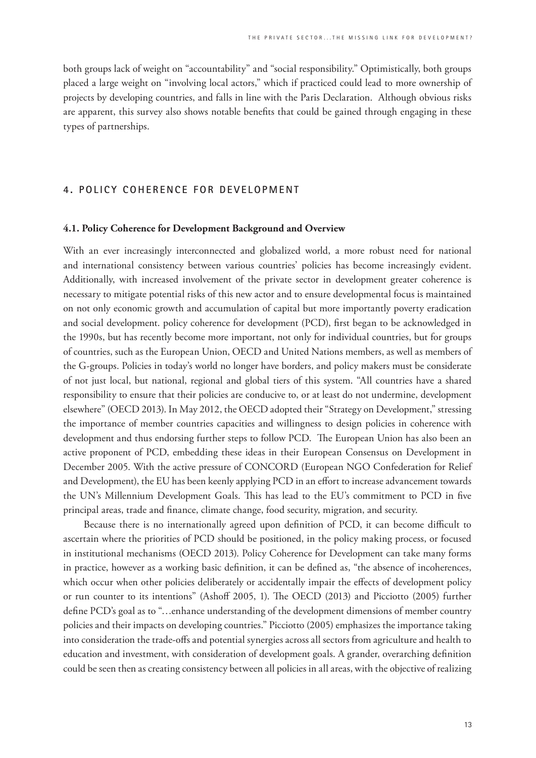both groups lack of weight on "accountability" and "social responsibility." Optimistically, both groups placed a large weight on "involving local actors," which if practiced could lead to more ownership of projects by developing countries, and falls in line with the Paris Declaration. Although obvious risks are apparent, this survey also shows notable benefits that could be gained through engaging in these types of partnerships.

## 4. POLICY COHERENCE FOR DEVELOPMENT

### 4.1. Policy Coherence for Development Background and Overview

With an ever increasingly interconnected and globalized world, a more robust need for national and international consistency between various countries' policies has become increasingly evident. Additionally, with increased involvement of the private sector in development greater coherence is necessary to mitigate potential risks of this new actor and to ensure developmental focus is maintained on not only economic growth and accumulation of capital but more importantly poverty eradication and social development. policy coherence for development (PCD), first began to be acknowledged in the 1990s, but has recently become more important, not only for individual countries, but for groups of countries, such as the European Union, OECD and United Nations members, as well as members of the G-groups. Policies in today's world no longer have borders, and policy makers must be considerate of not just local, but national, regional and global tiers of this system. "All countries have a shared responsibility to ensure that their policies are conducive to, or at least do not undermine, development elsewhere" (OECD 2013). In May 2012, the OECD adopted their "Strategy on Development," stressing the importance of member countries capacities and willingness to design policies in coherence with development and thus endorsing further steps to follow PCD. The European Union has also been an active proponent of PCD, embedding these ideas in their European Consensus on Development in December 2005. With the active pressure of CONCORD (European NGO Confederation for Relief and Development), the EU has been keenly applying PCD in an effort to increase advancement towards the UN's Millennium Development Goals. This has lead to the EU's commitment to PCD in five principal areas, trade and finance, climate change, food security, migration, and security.

Because there is no internationally agreed upon definition of PCD, it can become difficult to ascertain where the priorities of PCD should be positioned, in the policy making process, or focused in institutional mechanisms (OECD 2013). Policy Coherence for Development can take many forms in practice, however as a working basic definition, it can be defined as, "the absence of incoherences, which occur when other policies deliberately or accidentally impair the effects of development policy or run counter to its intentions" (Ashoff 2005, 1). The OECD (2013) and Picciotto (2005) further define PCD's goal as to "…enhance understanding of the development dimensions of member country policies and their impacts on developing countries." Picciotto (2005) emphasizes the importance taking into consideration the trade-offs and potential synergies across all sectors from agriculture and health to education and investment, with consideration of development goals. A grander, overarching definition could be seen then as creating consistency between all policies in all areas, with the objective of realizing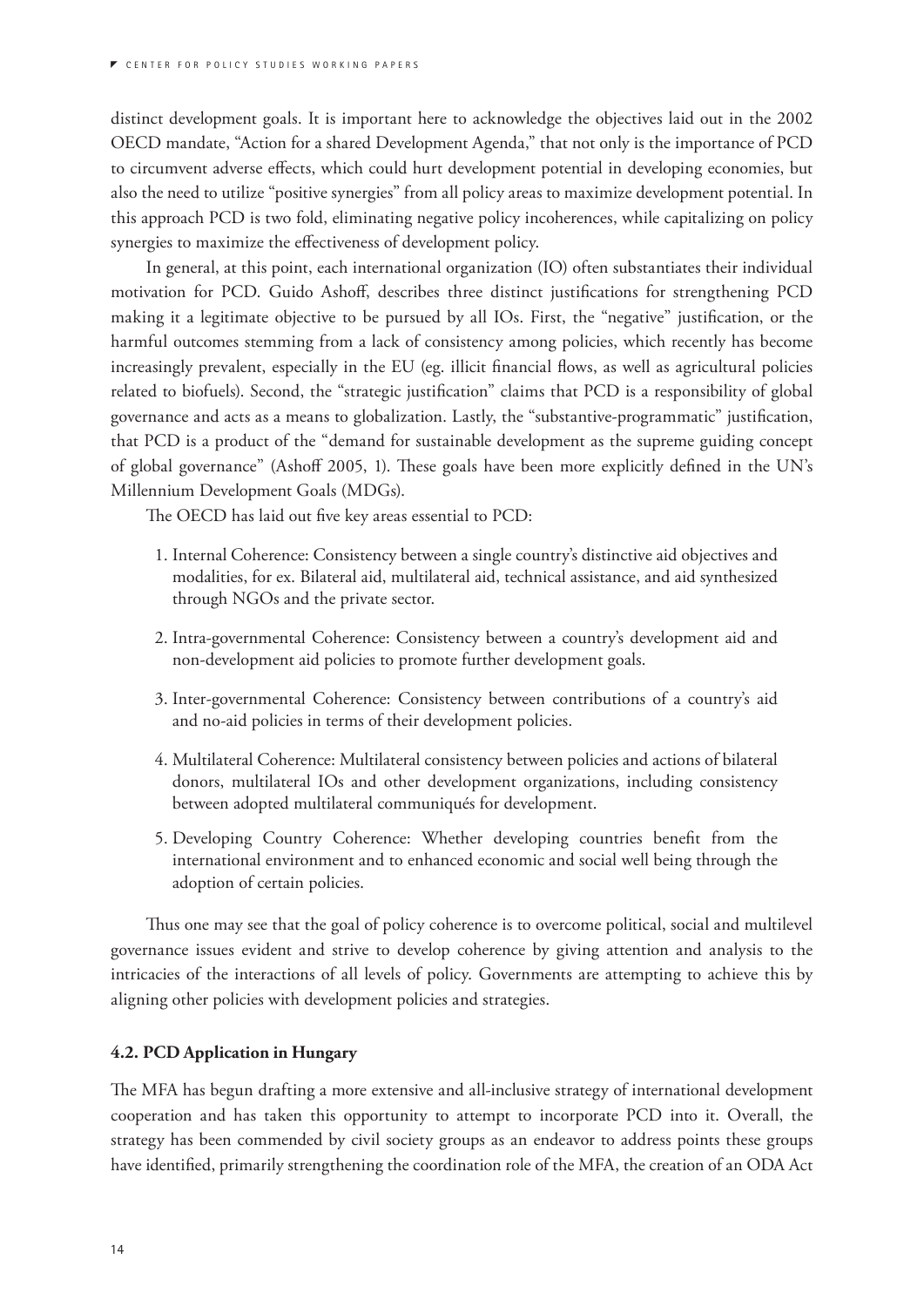distinct development goals. It is important here to acknowledge the objectives laid out in the 2002 OECD mandate, "Action for a shared Development Agenda," that not only is the importance of PCD to circumvent adverse effects, which could hurt development potential in developing economies, but also the need to utilize "positive synergies" from all policy areas to maximize development potential. In this approach PCD is two fold, eliminating negative policy incoherences, while capitalizing on policy synergies to maximize the effectiveness of development policy.

In general, at this point, each international organization (IO) often substantiates their individual motivation for PCD. Guido Ashoff, describes three distinct justifications for strengthening PCD making it a legitimate objective to be pursued by all IOs. First, the "negative" justification, or the harmful outcomes stemming from a lack of consistency among policies, which recently has become increasingly prevalent, especially in the EU (eg. illicit financial flows, as well as agricultural policies related to biofuels). Second, the "strategic justification" claims that PCD is a responsibility of global governance and acts as a means to globalization. Lastly, the "substantive-programmatic" justification, that PCD is a product of the "demand for sustainable development as the supreme guiding concept of global governance" (Ashoff 2005, 1). These goals have been more explicitly defined in the UN's Millennium Development Goals (MDGs).

The OECD has laid out five key areas essential to PCD:

1. Internal Coherence: Consistency between a single country's distinctive aid objectives and modalities, for ex. Bilateral aid, multilateral aid, technical assistance, and aid synthesized through NGOs and the private sector.
2. Intra-governmental Coherence: Consistency between a country's development aid and non-development aid policies to promote further development goals.
3. Inter-governmental Coherence: Consistency between contributions of a country's aid and no-aid policies in terms of their development policies.
4. Multilateral Coherence: Multilateral consistency between policies and actions of bilateral donors, multilateral IOs and other development organizations, including consistency between adopted multilateral communiqués for development.
5. Developing Country Coherence: Whether developing countries benefit from the international environment and to enhanced economic and social well being through the adoption of certain policies.

Thus one may see that the goal of policy coherence is to overcome political, social and multilevel governance issues evident and strive to develop coherence by giving attention and analysis to the intricacies of the interactions of all levels of policy. Governments are attempting to achieve this by aligning other policies with development policies and strategies.

### 4.2. PCD Application in Hungary

The MFA has begun drafting a more extensive and all-inclusive strategy of international development cooperation and has taken this opportunity to attempt to incorporate PCD into it. Overall, the strategy has been commended by civil society groups as an endeavor to address points these groups have identified, primarily strengthening the coordination role of the MFA, the creation of an ODA Act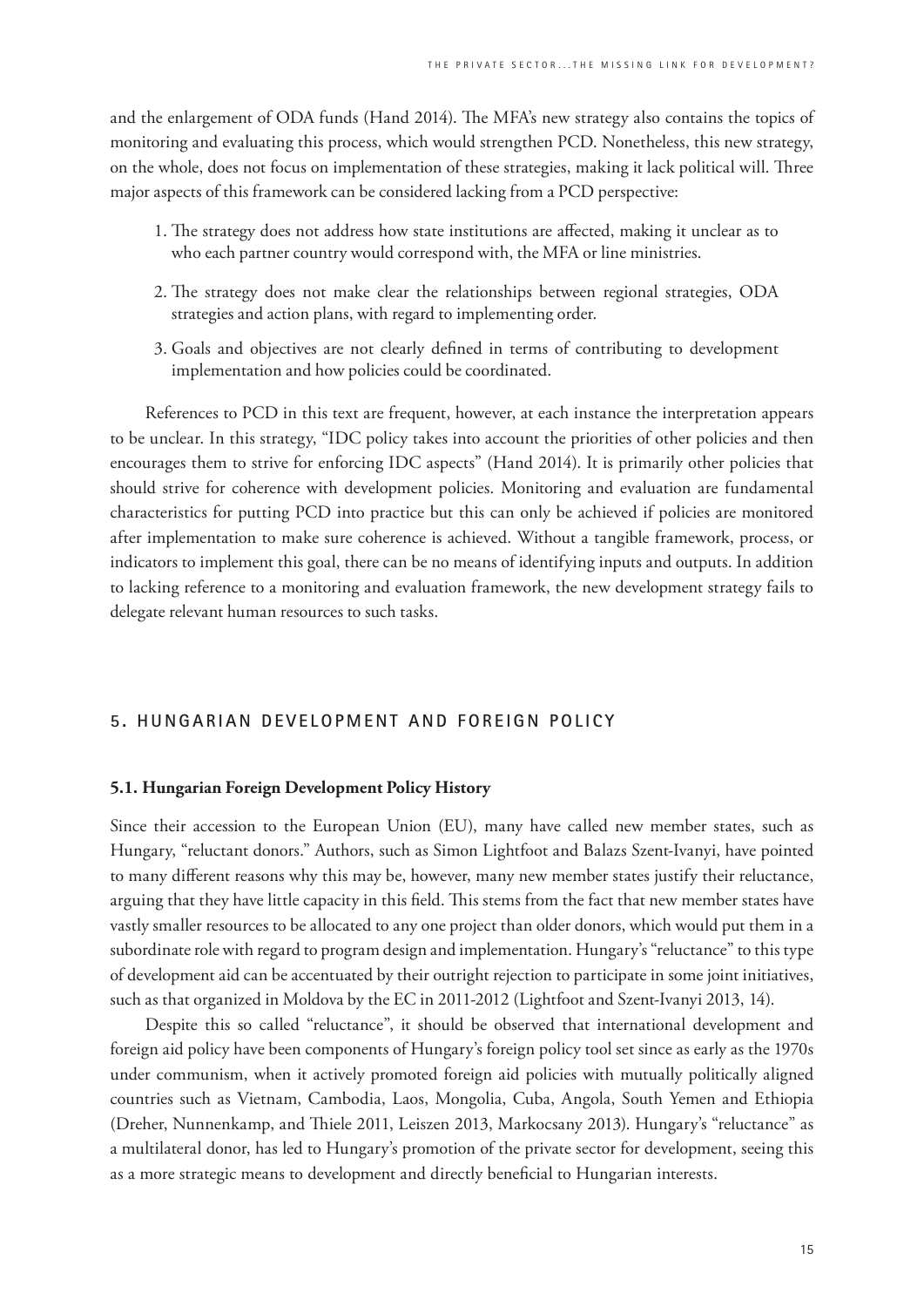and the enlargement of ODA funds (Hand 2014). The MFA's new strategy also contains the topics of monitoring and evaluating this process, which would strengthen PCD. Nonetheless, this new strategy, on the whole, does not focus on implementation of these strategies, making it lack political will. Three major aspects of this framework can be considered lacking from a PCD perspective:

1. The strategy does not address how state institutions are affected, making it unclear as to who each partner country would correspond with, the MFA or line ministries.
2. The strategy does not make clear the relationships between regional strategies, ODA strategies and action plans, with regard to implementing order.
3. Goals and objectives are not clearly defined in terms of contributing to development implementation and how policies could be coordinated.

References to PCD in this text are frequent, however, at each instance the interpretation appears to be unclear. In this strategy, "IDC policy takes into account the priorities of other policies and then encourages them to strive for enforcing IDC aspects" (Hand 2014). It is primarily other policies that should strive for coherence with development policies. Monitoring and evaluation are fundamental characteristics for putting PCD into practice but this can only be achieved if policies are monitored after implementation to make sure coherence is achieved. Without a tangible framework, process, or indicators to implement this goal, there can be no means of identifying inputs and outputs. In addition to lacking reference to a monitoring and evaluation framework, the new development strategy fails to delegate relevant human resources to such tasks.

## 5. HUNGARIAN DEVELOPMENT AND FOREIGN POLICY

### 5.1. Hungarian Foreign Development Policy History

Since their accession to the European Union (EU), many have called new member states, such as Hungary, "reluctant donors." Authors, such as Simon Lightfoot and Balazs Szent-Ivanyi, have pointed to many different reasons why this may be, however, many new member states justify their reluctance, arguing that they have little capacity in this field. This stems from the fact that new member states have vastly smaller resources to be allocated to any one project than older donors, which would put them in a subordinate role with regard to program design and implementation. Hungary's "reluctance" to this type of development aid can be accentuated by their outright rejection to participate in some joint initiatives, such as that organized in Moldova by the EC in 2011-2012 (Lightfoot and Szent-Ivanyi 2013, 14).

Despite this so called "reluctance", it should be observed that international development and foreign aid policy have been components of Hungary's foreign policy tool set since as early as the 1970s under communism, when it actively promoted foreign aid policies with mutually politically aligned countries such as Vietnam, Cambodia, Laos, Mongolia, Cuba, Angola, South Yemen and Ethiopia (Dreher, Nunnenkamp, and Thiele 2011, Leiszen 2013, Markocsany 2013). Hungary's "reluctance" as a multilateral donor, has led to Hungary's promotion of the private sector for development, seeing this as a more strategic means to development and directly beneficial to Hungarian interests.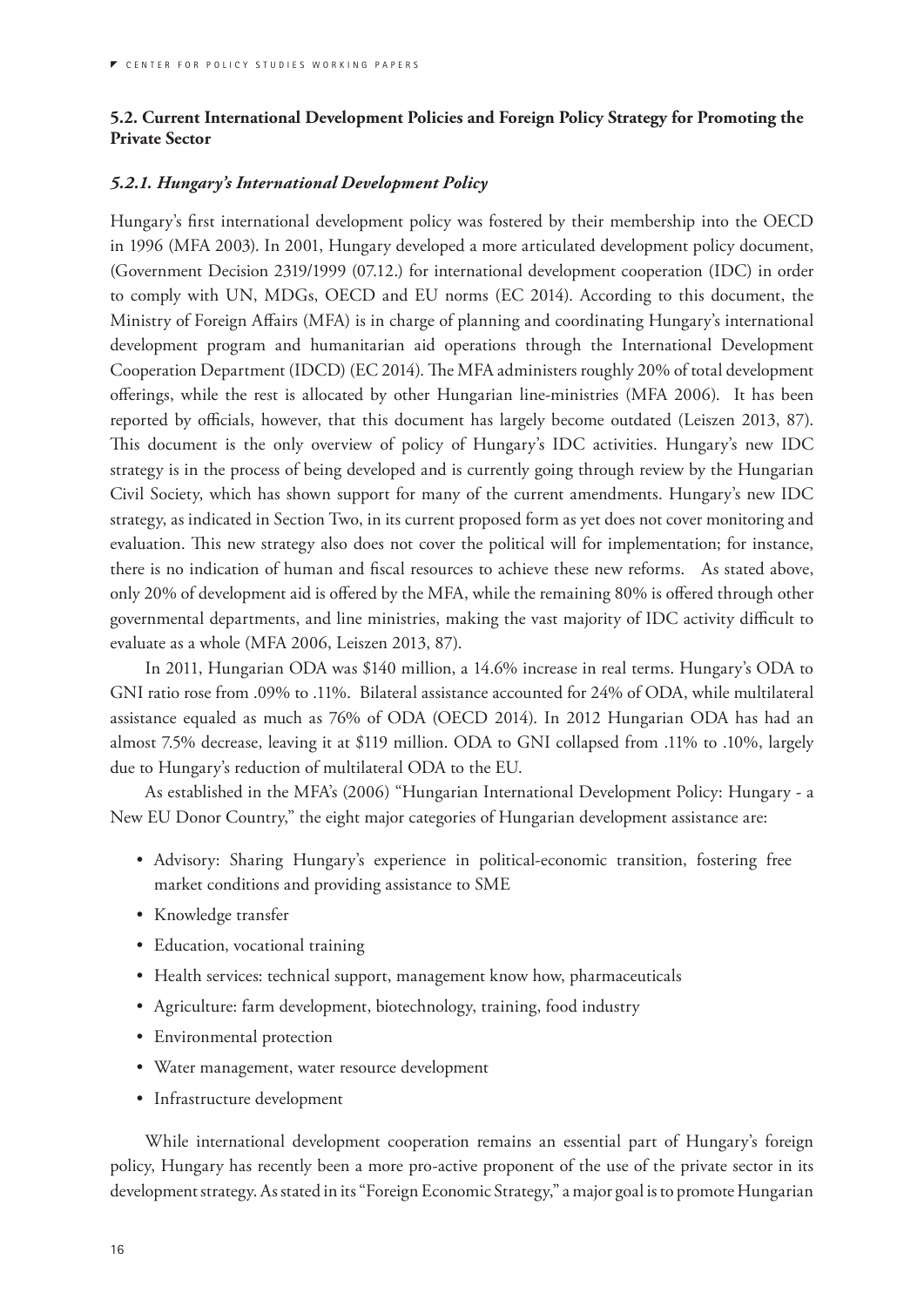## 5.2. Current International Development Policies and Foreign Policy Strategy for Promoting the Private Sector

### *5.2.1. Hungary's International Development Policy*

Hungary's first international development policy was fostered by their membership into the OECD in 1996 (MFA 2003). In 2001, Hungary developed a more articulated development policy document, (Government Decision 2319/1999 (07.12.) for international development cooperation (IDC) in order to comply with UN, MDGs, OECD and EU norms (EC 2014). According to this document, the Ministry of Foreign Affairs (MFA) is in charge of planning and coordinating Hungary's international development program and humanitarian aid operations through the International Development Cooperation Department (IDCD) (EC 2014). The MFA administers roughly 20% of total development offerings, while the rest is allocated by other Hungarian line-ministries (MFA 2006). It has been reported by officials, however, that this document has largely become outdated (Leiszen 2013, 87). This document is the only overview of policy of Hungary's IDC activities. Hungary's new IDC strategy is in the process of being developed and is currently going through review by the Hungarian Civil Society, which has shown support for many of the current amendments. Hungary's new IDC strategy, as indicated in Section Two, in its current proposed form as yet does not cover monitoring and evaluation. This new strategy also does not cover the political will for implementation; for instance, there is no indication of human and fiscal resources to achieve these new reforms. As stated above, only 20% of development aid is offered by the MFA, while the remaining 80% is offered through other governmental departments, and line ministries, making the vast majority of IDC activity difficult to evaluate as a whole (MFA 2006, Leiszen 2013, 87).

In 2011, Hungarian ODA was $140 million, a 14.6% increase in real terms. Hungary's ODA to GNI ratio rose from .09% to .11%. Bilateral assistance accounted for 24% of ODA, while multilateral assistance equaled as much as 76% of ODA (OECD 2014). In 2012 Hungarian ODA has had an almost 7.5% decrease, leaving it at $119 million. ODA to GNI collapsed from .11% to .10%, largely due to Hungary's reduction of multilateral ODA to the EU.

As established in the MFA's (2006) "Hungarian International Development Policy: Hungary - a New EU Donor Country," the eight major categories of Hungarian development assistance are:

- Advisory: Sharing Hungary's experience in political-economic transition, fostering free market conditions and providing assistance to SME
- Knowledge transfer
- Education, vocational training
- Health services: technical support, management know how, pharmaceuticals
- Agriculture: farm development, biotechnology, training, food industry
- Environmental protection
- Water management, water resource development
- Infrastructure development

While international development cooperation remains an essential part of Hungary's foreign policy, Hungary has recently been a more pro-active proponent of the use of the private sector in its development strategy. As stated in its "Foreign Economic Strategy," a major goal is to promote Hungarian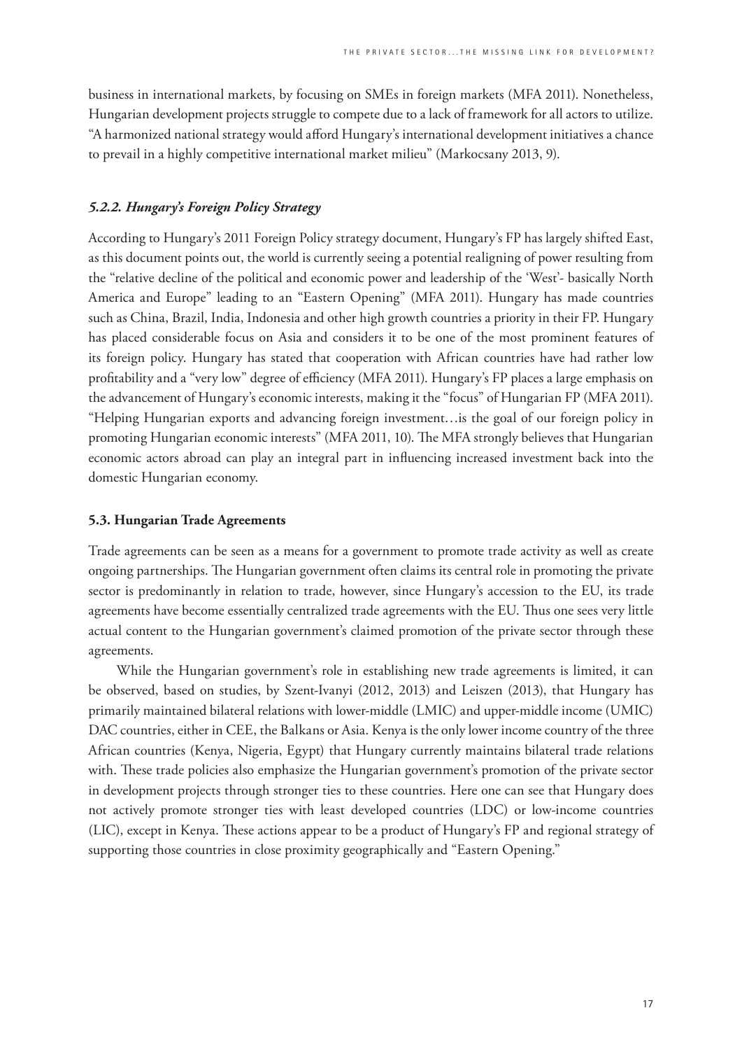business in international markets, by focusing on SMEs in foreign markets (MFA 2011). Nonetheless, Hungarian development projects struggle to compete due to a lack of framework for all actors to utilize. "A harmonized national strategy would afford Hungary's international development initiatives a chance to prevail in a highly competitive international market milieu" (Markocsany 2013, 9).

### *5.2.2. Hungary's Foreign Policy Strategy*

According to Hungary's 2011 Foreign Policy strategy document, Hungary's FP has largely shifted East, as this document points out, the world is currently seeing a potential realigning of power resulting from the "relative decline of the political and economic power and leadership of the 'West'- basically North America and Europe" leading to an "Eastern Opening" (MFA 2011). Hungary has made countries such as China, Brazil, India, Indonesia and other high growth countries a priority in their FP. Hungary has placed considerable focus on Asia and considers it to be one of the most prominent features of its foreign policy. Hungary has stated that cooperation with African countries have had rather low profitability and a "very low" degree of efficiency (MFA 2011). Hungary's FP places a large emphasis on the advancement of Hungary's economic interests, making it the "focus" of Hungarian FP (MFA 2011). "Helping Hungarian exports and advancing foreign investment…is the goal of our foreign policy in promoting Hungarian economic interests" (MFA 2011, 10). The MFA strongly believes that Hungarian economic actors abroad can play an integral part in influencing increased investment back into the domestic Hungarian economy.

## 5.3. Hungarian Trade Agreements

Trade agreements can be seen as a means for a government to promote trade activity as well as create ongoing partnerships. The Hungarian government often claims its central role in promoting the private sector is predominantly in relation to trade, however, since Hungary's accession to the EU, its trade agreements have become essentially centralized trade agreements with the EU. Thus one sees very little actual content to the Hungarian government's claimed promotion of the private sector through these agreements.

While the Hungarian government's role in establishing new trade agreements is limited, it can be observed, based on studies, by Szent-Ivanyi (2012, 2013) and Leiszen (2013), that Hungary has primarily maintained bilateral relations with lower-middle (LMIC) and upper-middle income (UMIC) DAC countries, either in CEE, the Balkans or Asia. Kenya is the only lower income country of the three African countries (Kenya, Nigeria, Egypt) that Hungary currently maintains bilateral trade relations with. These trade policies also emphasize the Hungarian government's promotion of the private sector in development projects through stronger ties to these countries. Here one can see that Hungary does not actively promote stronger ties with least developed countries (LDC) or low-income countries (LIC), except in Kenya. These actions appear to be a product of Hungary's FP and regional strategy of supporting those countries in close proximity geographically and "Eastern Opening."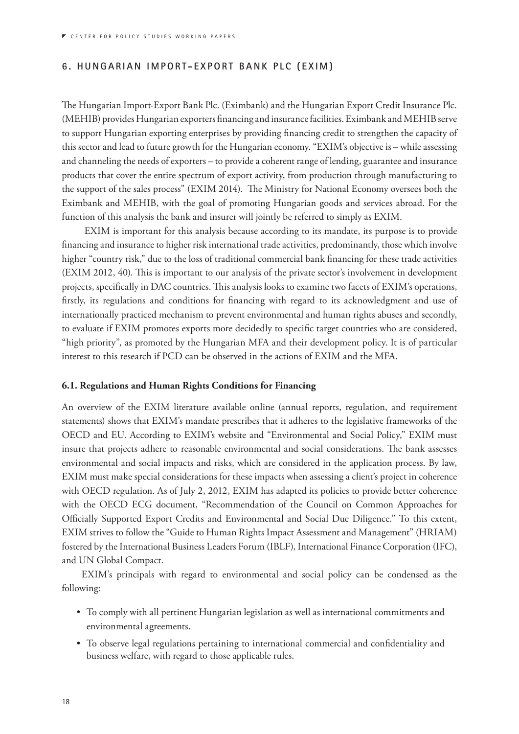## 6. HUNGARIAN IMPORT-EXPORT BANK PLC (EXIM)

The Hungarian Import-Export Bank Plc. (Eximbank) and the Hungarian Export Credit Insurance Plc. (MEHIB) provides Hungarian exporters financing and insurance facilities. Eximbank and MEHIB serve to support Hungarian exporting enterprises by providing financing credit to strengthen the capacity of this sector and lead to future growth for the Hungarian economy. "EXIM's objective is – while assessing and channeling the needs of exporters – to provide a coherent range of lending, guarantee and insurance products that cover the entire spectrum of export activity, from production through manufacturing to the support of the sales process" (EXIM 2014). The Ministry for National Economy oversees both the Eximbank and MEHIB, with the goal of promoting Hungarian goods and services abroad. For the function of this analysis the bank and insurer will jointly be referred to simply as EXIM.

EXIM is important for this analysis because according to its mandate, its purpose is to provide financing and insurance to higher risk international trade activities, predominantly, those which involve higher "country risk," due to the loss of traditional commercial bank financing for these trade activities (EXIM 2012, 40). This is important to our analysis of the private sector's involvement in development projects, specifically in DAC countries. This analysis looks to examine two facets of EXIM's operations, firstly, its regulations and conditions for financing with regard to its acknowledgment and use of internationally practiced mechanism to prevent environmental and human rights abuses and secondly, to evaluate if EXIM promotes exports more decidedly to specific target countries who are considered, "high priority", as promoted by the Hungarian MFA and their development policy. It is of particular interest to this research if PCD can be observed in the actions of EXIM and the MFA.

### 6.1. Regulations and Human Rights Conditions for Financing

An overview of the EXIM literature available online (annual reports, regulation, and requirement statements) shows that EXIM's mandate prescribes that it adheres to the legislative frameworks of the OECD and EU. According to EXIM's website and "Environmental and Social Policy," EXIM must insure that projects adhere to reasonable environmental and social considerations. The bank assesses environmental and social impacts and risks, which are considered in the application process. By law, EXIM must make special considerations for these impacts when assessing a client's project in coherence with OECD regulation. As of July 2, 2012, EXIM has adapted its policies to provide better coherence with the OECD ECG document, "Recommendation of the Council on Common Approaches for Officially Supported Export Credits and Environmental and Social Due Diligence." To this extent, EXIM strives to follow the "Guide to Human Rights Impact Assessment and Management" (HRIAM) fostered by the International Business Leaders Forum (IBLF), International Finance Corporation (IFC), and UN Global Compact.

EXIM's principals with regard to environmental and social policy can be condensed as the following:

- To comply with all pertinent Hungarian legislation as well as international commitments and environmental agreements.
- To observe legal regulations pertaining to international commercial and confidentiality and business welfare, with regard to those applicable rules.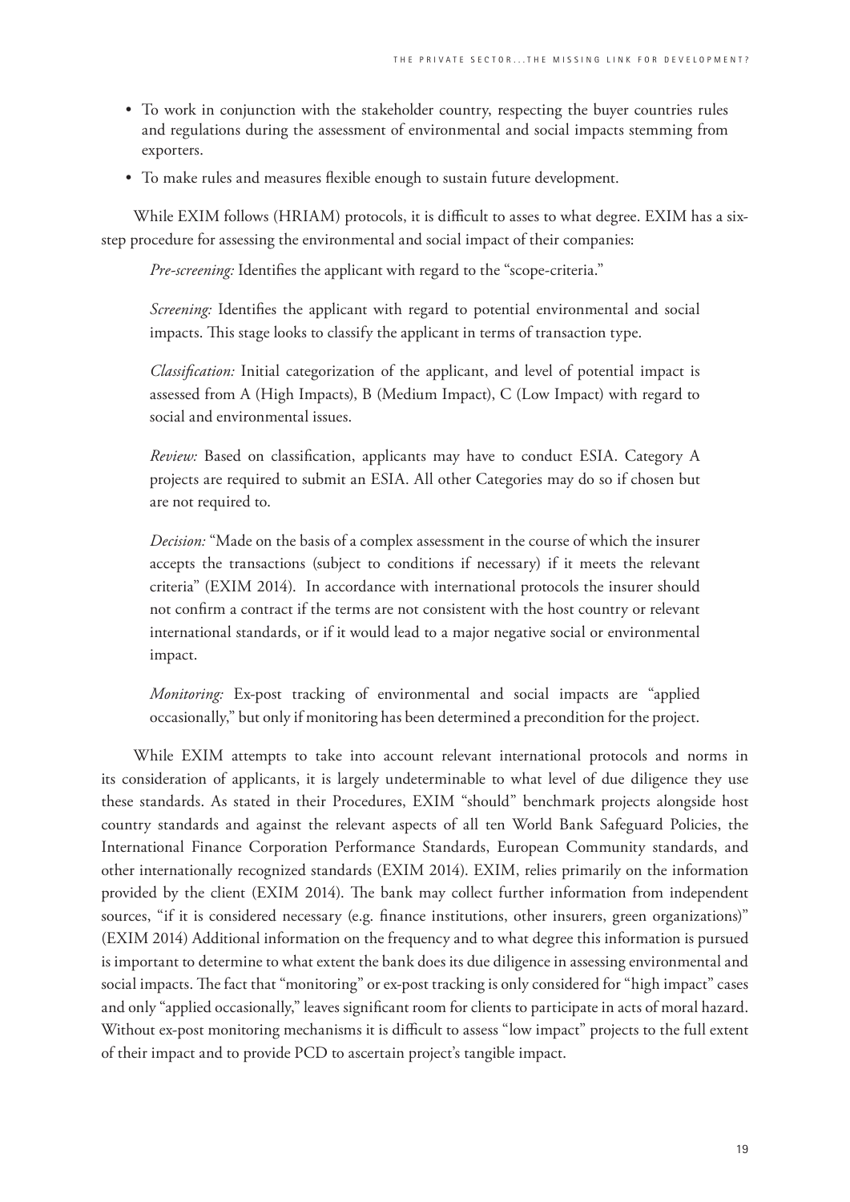- To work in conjunction with the stakeholder country, respecting the buyer countries rules and regulations during the assessment of environmental and social impacts stemming from exporters.
- To make rules and measures flexible enough to sustain future development.

While EXIM follows (HRIAM) protocols, it is difficult to asses to what degree. EXIM has a six-step procedure for assessing the environmental and social impact of their companies:

> *Pre-screening:* Identifies the applicant with regard to the "scope-criteria."
>
> *Screening:* Identifies the applicant with regard to potential environmental and social impacts. This stage looks to classify the applicant in terms of transaction type.
>
> *Classification:* Initial categorization of the applicant, and level of potential impact is assessed from A (High Impacts), B (Medium Impact), C (Low Impact) with regard to social and environmental issues.
>
> *Review:* Based on classification, applicants may have to conduct ESIA. Category A projects are required to submit an ESIA. All other Categories may do so if chosen but are not required to.
>
> *Decision:* "Made on the basis of a complex assessment in the course of which the insurer accepts the transactions (subject to conditions if necessary) if it meets the relevant criteria" (EXIM 2014). In accordance with international protocols the insurer should not confirm a contract if the terms are not consistent with the host country or relevant international standards, or if it would lead to a major negative social or environmental impact.
>
> *Monitoring:* Ex-post tracking of environmental and social impacts are "applied occasionally," but only if monitoring has been determined a precondition for the project.

While EXIM attempts to take into account relevant international protocols and norms in its consideration of applicants, it is largely undeterminable to what level of due diligence they use these standards. As stated in their Procedures, EXIM "should" benchmark projects alongside host country standards and against the relevant aspects of all ten World Bank Safeguard Policies, the International Finance Corporation Performance Standards, European Community standards, and other internationally recognized standards (EXIM 2014). EXIM, relies primarily on the information provided by the client (EXIM 2014). The bank may collect further information from independent sources, "if it is considered necessary (e.g. finance institutions, other insurers, green organizations)" (EXIM 2014) Additional information on the frequency and to what degree this information is pursued is important to determine to what extent the bank does its due diligence in assessing environmental and social impacts. The fact that "monitoring" or ex-post tracking is only considered for "high impact" cases and only "applied occasionally," leaves significant room for clients to participate in acts of moral hazard. Without ex-post monitoring mechanisms it is difficult to assess "low impact" projects to the full extent of their impact and to provide PCD to ascertain project's tangible impact.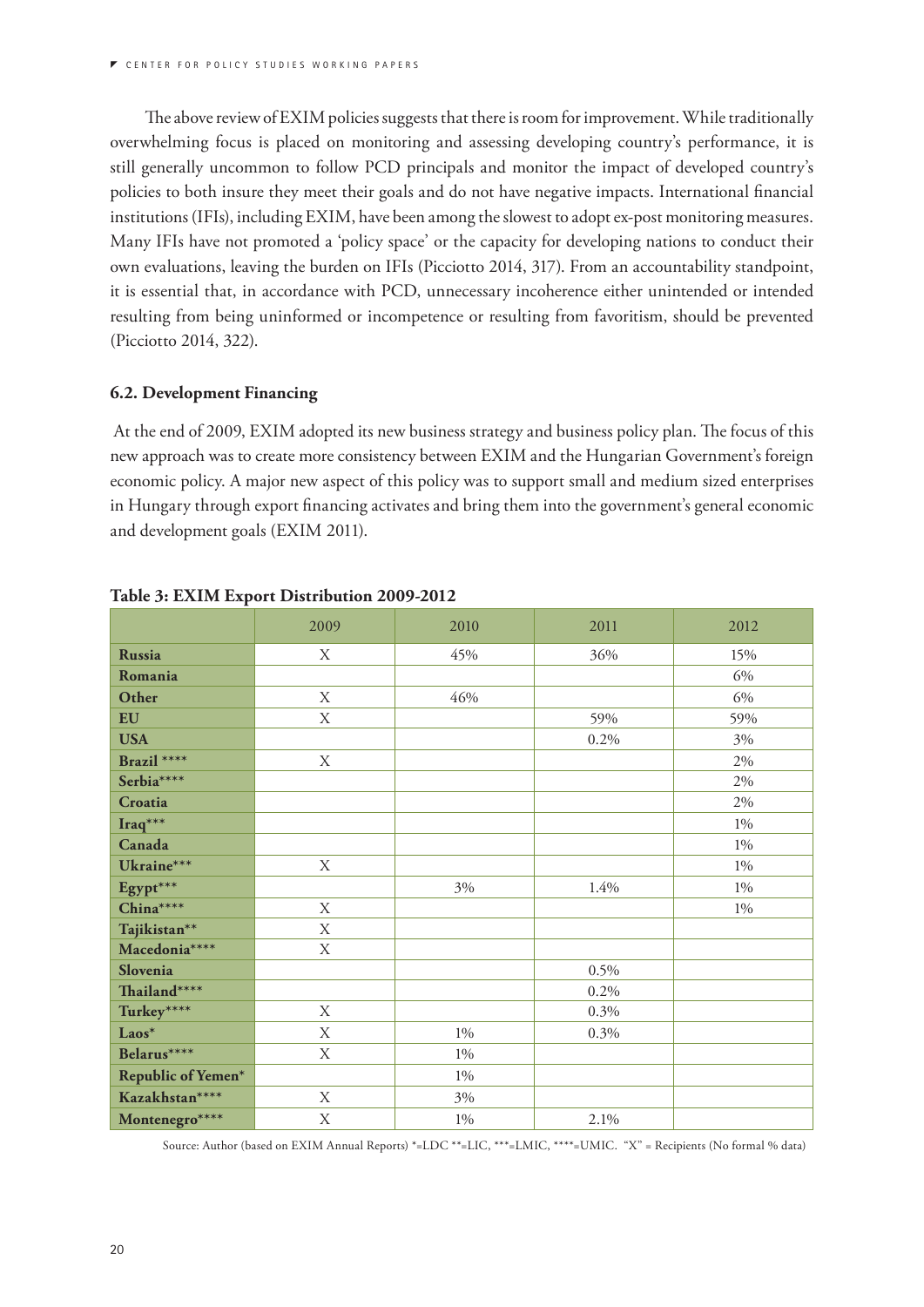The above review of EXIM policies suggests that there is room for improvement. While traditionally overwhelming focus is placed on monitoring and assessing developing country's performance, it is still generally uncommon to follow PCD principals and monitor the impact of developed country's policies to both insure they meet their goals and do not have negative impacts. International financial institutions (IFIs), including EXIM, have been among the slowest to adopt ex-post monitoring measures. Many IFIs have not promoted a 'policy space' or the capacity for developing nations to conduct their own evaluations, leaving the burden on IFIs (Picciotto 2014, 317). From an accountability standpoint, it is essential that, in accordance with PCD, unnecessary incoherence either unintended or intended resulting from being uninformed or incompetence or resulting from favoritism, should be prevented (Picciotto 2014, 322).

### 6.2. Development Financing

At the end of 2009, EXIM adopted its new business strategy and business policy plan. The focus of this new approach was to create more consistency between EXIM and the Hungarian Government's foreign economic policy. A major new aspect of this policy was to support small and medium sized enterprises in Hungary through export financing activates and bring them into the government's general economic and development goals (EXIM 2011).

**Table 3: EXIM Export Distribution 2009-2012**

| | 2009 | 2010 | 2011 | 2012 |
|---|---|---|---|---|
| **Russia** | X | 45% | 36% | 15% |
| **Romania** | | | | 6% |
| **Other** | X | 46% | | 6% |
| **EU** | X | | 59% | 59% |
| **USA** | | | 0.2% | 3% |
| **Brazil \*\*\*\*** | X | | | 2% |
| **Serbia\*\*\*\*** | | | | 2% |
| **Croatia** | | | | 2% |
| **Iraq\*\*\*** | | | | 1% |
| **Canada** | | | | 1% |
| **Ukraine\*\*\*** | X | | | 1% |
| **Egypt\*\*\*** | | 3% | 1.4% | 1% |
| **China\*\*\*\*** | X | | | 1% |
| **Tajikistan\*\*** | X | | | |
| **Macedonia\*\*\*\*** | X | | | |
| **Slovenia** | | | 0.5% | |
| **Thailand\*\*\*\*** | | | 0.2% | |
| **Turkey\*\*\*\*** | X | | 0.3% | |
| **Laos\*** | X | 1% | 0.3% | |
| **Belarus\*\*\*\*** | X | 1% | | |
| **Republic of Yemen\*** | | 1% | | |
| **Kazakhstan\*\*\*\*** | X | 3% | | |
| **Montenegro\*\*\*\*** | X | 1% | 2.1% | |

Source: Author (based on EXIM Annual Reports) *=LDC **=LIC, ***=LMIC, ****=UMIC. "X" = Recipients (No formal % data)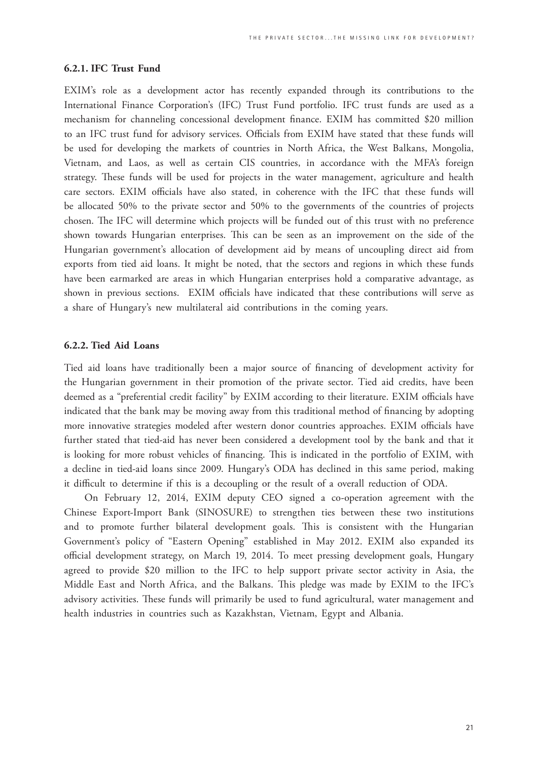### 6.2.1. IFC Trust Fund

EXIM's role as a development actor has recently expanded through its contributions to the International Finance Corporation's (IFC) Trust Fund portfolio. IFC trust funds are used as a mechanism for channeling concessional development finance. EXIM has committed $20 million to an IFC trust fund for advisory services. Officials from EXIM have stated that these funds will be used for developing the markets of countries in North Africa, the West Balkans, Mongolia, Vietnam, and Laos, as well as certain CIS countries, in accordance with the MFA's foreign strategy. These funds will be used for projects in the water management, agriculture and health care sectors. EXIM officials have also stated, in coherence with the IFC that these funds will be allocated 50% to the private sector and 50% to the governments of the countries of projects chosen. The IFC will determine which projects will be funded out of this trust with no preference shown towards Hungarian enterprises. This can be seen as an improvement on the side of the Hungarian government's allocation of development aid by means of uncoupling direct aid from exports from tied aid loans. It might be noted, that the sectors and regions in which these funds have been earmarked are areas in which Hungarian enterprises hold a comparative advantage, as shown in previous sections. EXIM officials have indicated that these contributions will serve as a share of Hungary's new multilateral aid contributions in the coming years.

### 6.2.2. Tied Aid Loans

Tied aid loans have traditionally been a major source of financing of development activity for the Hungarian government in their promotion of the private sector. Tied aid credits, have been deemed as a "preferential credit facility" by EXIM according to their literature. EXIM officials have indicated that the bank may be moving away from this traditional method of financing by adopting more innovative strategies modeled after western donor countries approaches. EXIM officials have further stated that tied-aid has never been considered a development tool by the bank and that it is looking for more robust vehicles of financing. This is indicated in the portfolio of EXIM, with a decline in tied-aid loans since 2009. Hungary's ODA has declined in this same period, making it difficult to determine if this is a decoupling or the result of a overall reduction of ODA.

On February 12, 2014, EXIM deputy CEO signed a co-operation agreement with the Chinese Export-Import Bank (SINOSURE) to strengthen ties between these two institutions and to promote further bilateral development goals. This is consistent with the Hungarian Government's policy of "Eastern Opening" established in May 2012. EXIM also expanded its official development strategy, on March 19, 2014. To meet pressing development goals, Hungary agreed to provide $20 million to the IFC to help support private sector activity in Asia, the Middle East and North Africa, and the Balkans. This pledge was made by EXIM to the IFC's advisory activities. These funds will primarily be used to fund agricultural, water management and health industries in countries such as Kazakhstan, Vietnam, Egypt and Albania.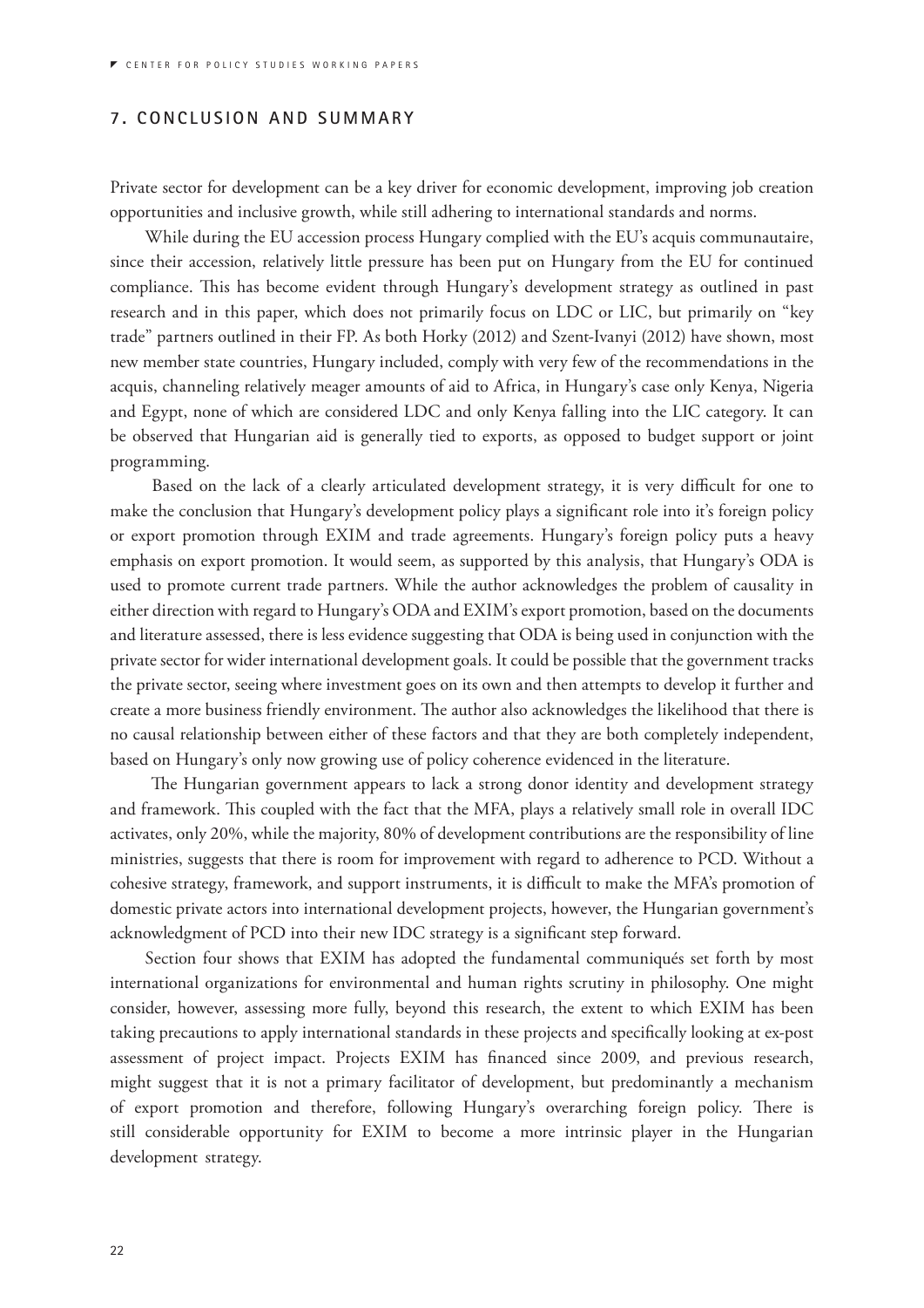## 7. CONCLUSION AND SUMMARY

Private sector for development can be a key driver for economic development, improving job creation opportunities and inclusive growth, while still adhering to international standards and norms.

While during the EU accession process Hungary complied with the EU's acquis communautaire, since their accession, relatively little pressure has been put on Hungary from the EU for continued compliance. This has become evident through Hungary's development strategy as outlined in past research and in this paper, which does not primarily focus on LDC or LIC, but primarily on "key trade" partners outlined in their FP. As both Horky (2012) and Szent-Ivanyi (2012) have shown, most new member state countries, Hungary included, comply with very few of the recommendations in the acquis, channeling relatively meager amounts of aid to Africa, in Hungary's case only Kenya, Nigeria and Egypt, none of which are considered LDC and only Kenya falling into the LIC category. It can be observed that Hungarian aid is generally tied to exports, as opposed to budget support or joint programming.

Based on the lack of a clearly articulated development strategy, it is very difficult for one to make the conclusion that Hungary's development policy plays a significant role into it's foreign policy or export promotion through EXIM and trade agreements. Hungary's foreign policy puts a heavy emphasis on export promotion. It would seem, as supported by this analysis, that Hungary's ODA is used to promote current trade partners. While the author acknowledges the problem of causality in either direction with regard to Hungary's ODA and EXIM's export promotion, based on the documents and literature assessed, there is less evidence suggesting that ODA is being used in conjunction with the private sector for wider international development goals. It could be possible that the government tracks the private sector, seeing where investment goes on its own and then attempts to develop it further and create a more business friendly environment. The author also acknowledges the likelihood that there is no causal relationship between either of these factors and that they are both completely independent, based on Hungary's only now growing use of policy coherence evidenced in the literature.

The Hungarian government appears to lack a strong donor identity and development strategy and framework. This coupled with the fact that the MFA, plays a relatively small role in overall IDC activates, only 20%, while the majority, 80% of development contributions are the responsibility of line ministries, suggests that there is room for improvement with regard to adherence to PCD. Without a cohesive strategy, framework, and support instruments, it is difficult to make the MFA's promotion of domestic private actors into international development projects, however, the Hungarian government's acknowledgment of PCD into their new IDC strategy is a significant step forward.

Section four shows that EXIM has adopted the fundamental communiqués set forth by most international organizations for environmental and human rights scrutiny in philosophy. One might consider, however, assessing more fully, beyond this research, the extent to which EXIM has been taking precautions to apply international standards in these projects and specifically looking at ex-post assessment of project impact. Projects EXIM has financed since 2009, and previous research, might suggest that it is not a primary facilitator of development, but predominantly a mechanism of export promotion and therefore, following Hungary's overarching foreign policy. There is still considerable opportunity for EXIM to become a more intrinsic player in the Hungarian development strategy.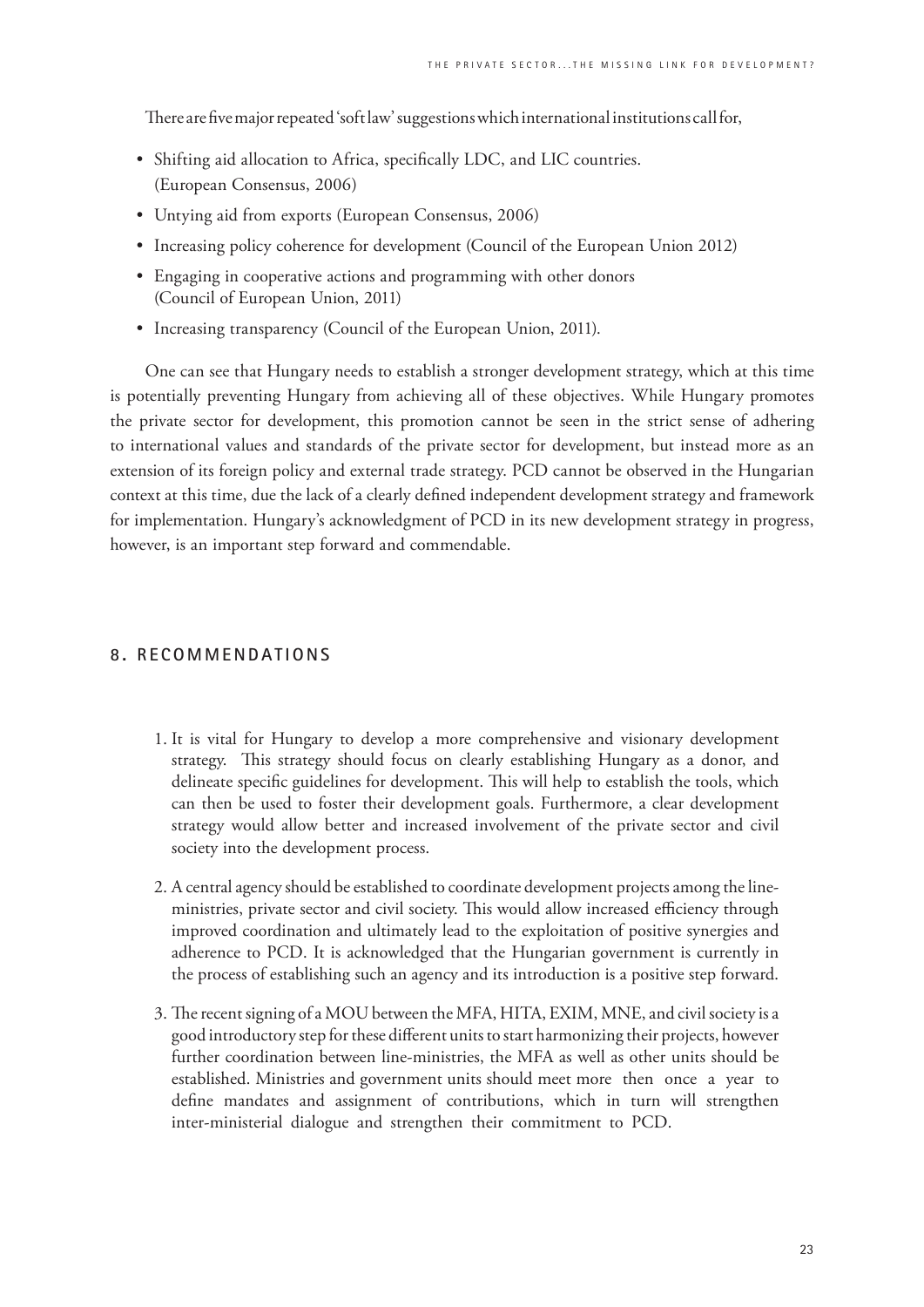There are five major repeated 'soft law' suggestions which international institutions call for,

- Shifting aid allocation to Africa, specifically LDC, and LIC countries. (European Consensus, 2006)
- Untying aid from exports (European Consensus, 2006)
- Increasing policy coherence for development (Council of the European Union 2012)
- Engaging in cooperative actions and programming with other donors (Council of European Union, 2011)
- Increasing transparency (Council of the European Union, 2011).

One can see that Hungary needs to establish a stronger development strategy, which at this time is potentially preventing Hungary from achieving all of these objectives. While Hungary promotes the private sector for development, this promotion cannot be seen in the strict sense of adhering to international values and standards of the private sector for development, but instead more as an extension of its foreign policy and external trade strategy. PCD cannot be observed in the Hungarian context at this time, due the lack of a clearly defined independent development strategy and framework for implementation. Hungary's acknowledgment of PCD in its new development strategy in progress, however, is an important step forward and commendable.

## 8. RECOMMENDATIONS

1. It is vital for Hungary to develop a more comprehensive and visionary development strategy. This strategy should focus on clearly establishing Hungary as a donor, and delineate specific guidelines for development. This will help to establish the tools, which can then be used to foster their development goals. Furthermore, a clear development strategy would allow better and increased involvement of the private sector and civil society into the development process.

2. A central agency should be established to coordinate development projects among the line-ministries, private sector and civil society. This would allow increased efficiency through improved coordination and ultimately lead to the exploitation of positive synergies and adherence to PCD. It is acknowledged that the Hungarian government is currently in the process of establishing such an agency and its introduction is a positive step forward.

3. The recent signing of a MOU between the MFA, HITA, EXIM, MNE, and civil society is a good introductory step for these different units to start harmonizing their projects, however further coordination between line-ministries, the MFA as well as other units should be established. Ministries and government units should meet more then once a year to define mandates and assignment of contributions, which in turn will strengthen inter-ministerial dialogue and strengthen their commitment to PCD.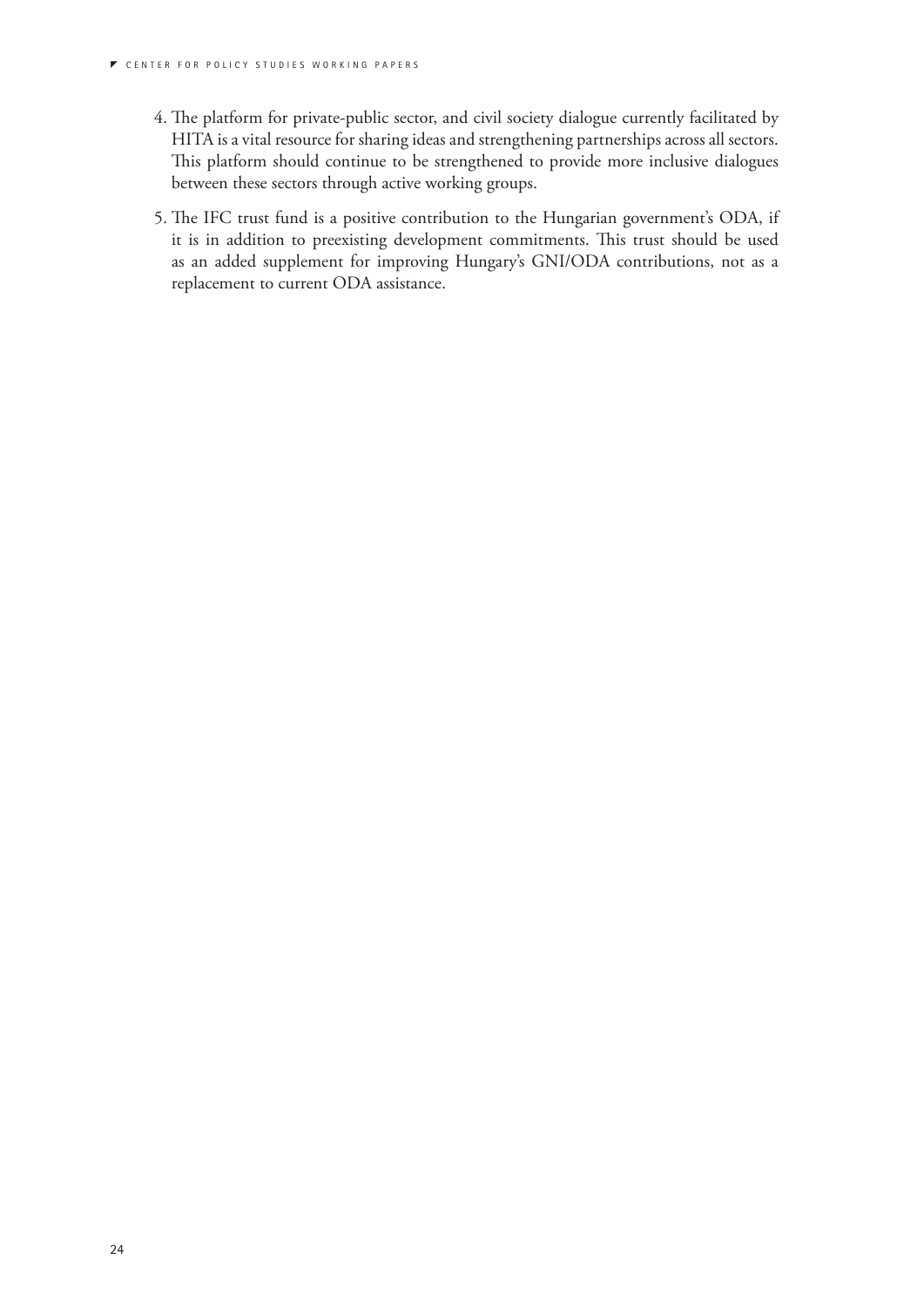4. The platform for private-public sector, and civil society dialogue currently facilitated by HITA is a vital resource for sharing ideas and strengthening partnerships across all sectors. This platform should continue to be strengthened to provide more inclusive dialogues between these sectors through active working groups.

5. The IFC trust fund is a positive contribution to the Hungarian government's ODA, if it is in addition to preexisting development commitments. This trust should be used as an added supplement for improving Hungary's GNI/ODA contributions, not as a replacement to current ODA assistance.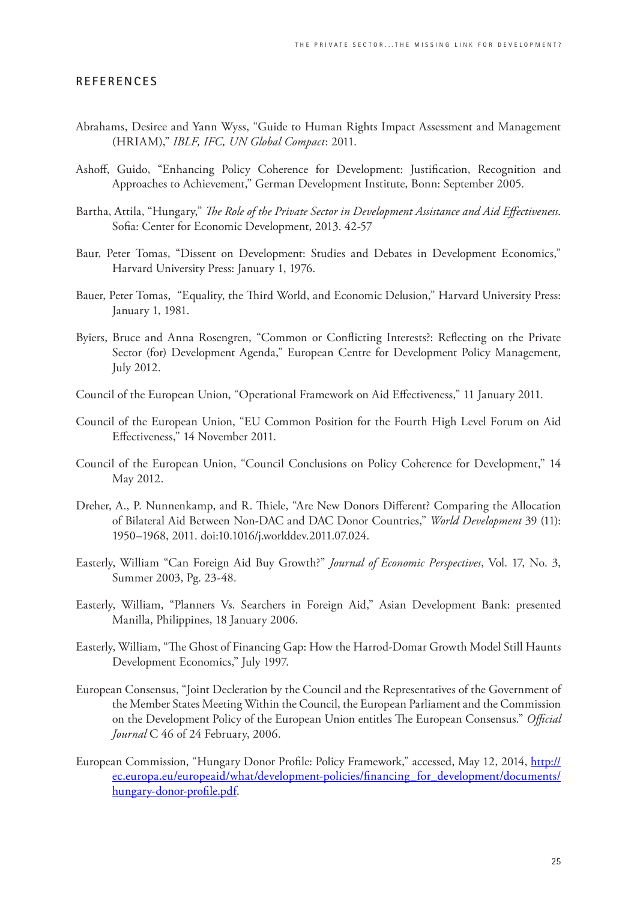## REFERENCES

Abrahams, Desiree and Yann Wyss, "Guide to Human Rights Impact Assessment and Management (HRIAM)," *IBLF, IFC, UN Global Compact*: 2011.

Ashoff, Guido, "Enhancing Policy Coherence for Development: Justification, Recognition and Approaches to Achievement," German Development Institute, Bonn: September 2005.

Bartha, Attila, "Hungary," *The Role of the Private Sector in Development Assistance and Aid Effectiveness*. Sofia: Center for Economic Development, 2013. 42-57

Baur, Peter Tomas, "Dissent on Development: Studies and Debates in Development Economics," Harvard University Press: January 1, 1976.

Bauer, Peter Tomas, "Equality, the Third World, and Economic Delusion," Harvard University Press: January 1, 1981.

Byiers, Bruce and Anna Rosengren, "Common or Conflicting Interests?: Reflecting on the Private Sector (for) Development Agenda," European Centre for Development Policy Management, July 2012.

Council of the European Union, "Operational Framework on Aid Effectiveness," 11 January 2011.

Council of the European Union, "EU Common Position for the Fourth High Level Forum on Aid Effectiveness," 14 November 2011.

Council of the European Union, "Council Conclusions on Policy Coherence for Development," 14 May 2012.

Dreher, A., P. Nunnenkamp, and R. Thiele, "Are New Donors Different? Comparing the Allocation of Bilateral Aid Between Non-DAC and DAC Donor Countries," *World Development* 39 (11): 1950–1968, 2011. doi:10.1016/j.worlddev.2011.07.024.

Easterly, William "Can Foreign Aid Buy Growth?" *Journal of Economic Perspectives*, Vol. 17, No. 3, Summer 2003, Pg. 23-48.

Easterly, William, "Planners Vs. Searchers in Foreign Aid," Asian Development Bank: presented Manilla, Philippines, 18 January 2006.

Easterly, William, "The Ghost of Financing Gap: How the Harrod-Domar Growth Model Still Haunts Development Economics," July 1997.

European Consensus, "Joint Decleration by the Council and the Representatives of the Government of the Member States Meeting Within the Council, the European Parliament and the Commission on the Development Policy of the European Union entitles The European Consensus." *Official Journal* C 46 of 24 February, 2006.

European Commission, "Hungary Donor Profile: Policy Framework," accessed, May 12, 2014, http://ec.europa.eu/europeaid/what/development-policies/financing_for_development/documents/hungary-donor-profile.pdf.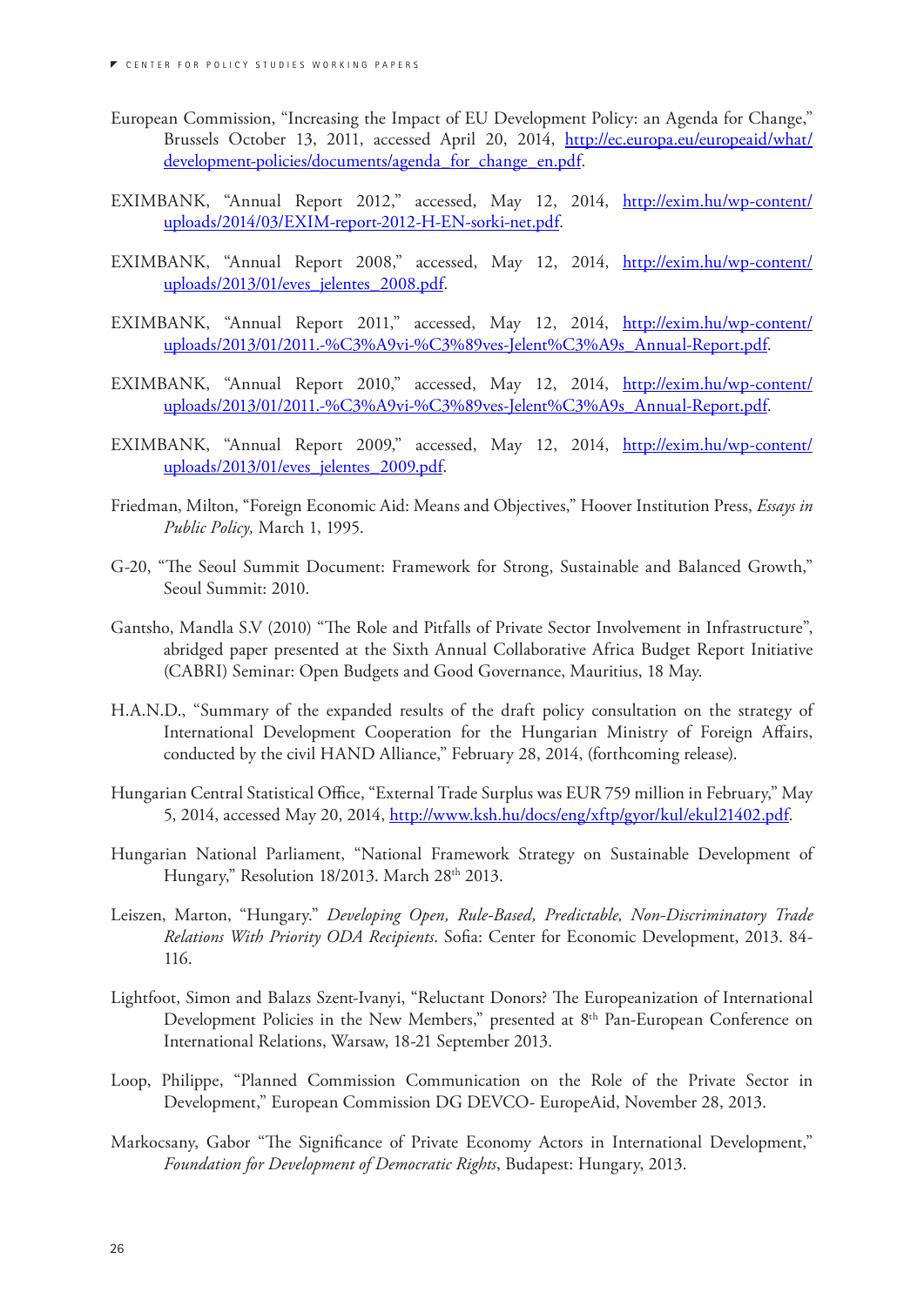European Commission, "Increasing the Impact of EU Development Policy: an Agenda for Change," Brussels October 13, 2011, accessed April 20, 2014, http://ec.europa.eu/europeaid/what/development-policies/documents/agenda_for_change_en.pdf.

EXIMBANK, "Annual Report 2012," accessed, May 12, 2014, http://exim.hu/wp-content/uploads/2014/03/EXIM-report-2012-H-EN-sorki-net.pdf.

EXIMBANK, "Annual Report 2008," accessed, May 12, 2014, http://exim.hu/wp-content/uploads/2013/01/eves_jelentes_2008.pdf.

EXIMBANK, "Annual Report 2011," accessed, May 12, 2014, http://exim.hu/wp-content/uploads/2013/01/2011.-%C3%A9vi-%C3%89ves-Jelent%C3%A9s_Annual-Report.pdf.

EXIMBANK, "Annual Report 2010," accessed, May 12, 2014, http://exim.hu/wp-content/uploads/2013/01/2011.-%C3%A9vi-%C3%89ves-Jelent%C3%A9s_Annual-Report.pdf.

EXIMBANK, "Annual Report 2009," accessed, May 12, 2014, http://exim.hu/wp-content/uploads/2013/01/eves_jelentes_2009.pdf.

Friedman, Milton, "Foreign Economic Aid: Means and Objectives," Hoover Institution Press, *Essays in Public Policy,* March 1, 1995.

G-20, "The Seoul Summit Document: Framework for Strong, Sustainable and Balanced Growth," Seoul Summit: 2010.

Gantsho, Mandla S.V (2010) "The Role and Pitfalls of Private Sector Involvement in Infrastructure", abridged paper presented at the Sixth Annual Collaborative Africa Budget Report Initiative (CABRI) Seminar: Open Budgets and Good Governance, Mauritius, 18 May.

H.A.N.D., "Summary of the expanded results of the draft policy consultation on the strategy of International Development Cooperation for the Hungarian Ministry of Foreign Affairs, conducted by the civil HAND Alliance," February 28, 2014, (forthcoming release).

Hungarian Central Statistical Office, "External Trade Surplus was EUR 759 million in February," May 5, 2014, accessed May 20, 2014, http://www.ksh.hu/docs/eng/xftp/gyor/kul/ekul21402.pdf.

Hungarian National Parliament, "National Framework Strategy on Sustainable Development of Hungary," Resolution 18/2013. March 28th 2013.

Leiszen, Marton, "Hungary." *Developing Open, Rule-Based, Predictable, Non-Discriminatory Trade Relations With Priority ODA Recipients*. Sofia: Center for Economic Development, 2013. 84-116.

Lightfoot, Simon and Balazs Szent-Ivanyi, "Reluctant Donors? The Europeanization of International Development Policies in the New Members," presented at 8th Pan-European Conference on International Relations, Warsaw, 18-21 September 2013.

Loop, Philippe, "Planned Commission Communication on the Role of the Private Sector in Development," European Commission DG DEVCO- EuropeAid, November 28, 2013.

Markocsany, Gabor "The Significance of Private Economy Actors in International Development," *Foundation for Development of Democratic Rights*, Budapest: Hungary, 2013.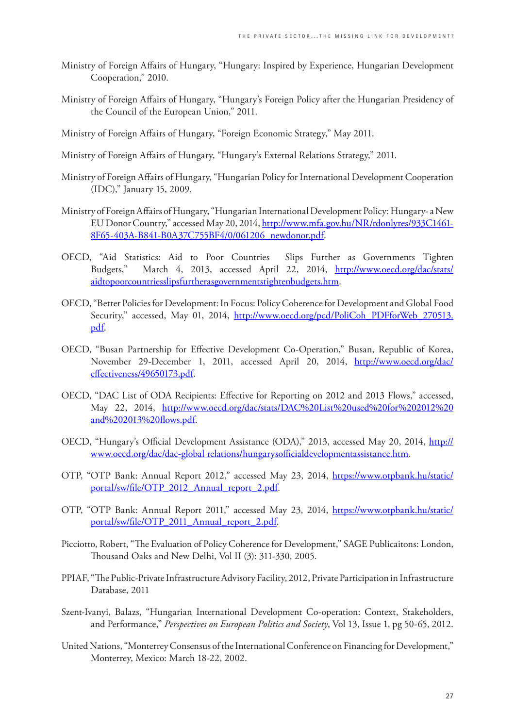Ministry of Foreign Affairs of Hungary, "Hungary: Inspired by Experience, Hungarian Development Cooperation," 2010.

Ministry of Foreign Affairs of Hungary, "Hungary's Foreign Policy after the Hungarian Presidency of the Council of the European Union," 2011.

Ministry of Foreign Affairs of Hungary, "Foreign Economic Strategy," May 2011.

Ministry of Foreign Affairs of Hungary, "Hungary's External Relations Strategy," 2011.

Ministry of Foreign Affairs of Hungary, "Hungarian Policy for International Development Cooperation (IDC)," January 15, 2009.

Ministry of Foreign Affairs of Hungary, "Hungarian International Development Policy: Hungary- a New EU Donor Country," accessed May 20, 2014, http://www.mfa.gov.hu/NR/rdonlyres/933C1461-8F65-403A-B841-B0A37C755BF4/0/061206_newdonor.pdf.

OECD, "Aid Statistics: Aid to Poor Countries Slips Further as Governments Tighten Budgets," March 4, 2013, accessed April 22, 2014, http://www.oecd.org/dac/stats/aidtopoorcountriesslipsfurtherasgovernmentstightenbudgets.htm.

OECD, "Better Policies for Development: In Focus: Policy Coherence for Development and Global Food Security," accessed, May 01, 2014, http://www.oecd.org/pcd/PoliCoh_PDFforWeb_270513.pdf.

OECD, "Busan Partnership for Effective Development Co-Operation," Busan, Republic of Korea, November 29-December 1, 2011, accessed April 20, 2014, http://www.oecd.org/dac/effectiveness/49650173.pdf.

OECD, "DAC List of ODA Recipients: Effective for Reporting on 2012 and 2013 Flows," accessed, May 22, 2014, http://www.oecd.org/dac/stats/DAC%20List%20used%20for%202012%20and%202013%20flows.pdf.

OECD, "Hungary's Official Development Assistance (ODA)," 2013, accessed May 20, 2014, http://www.oecd.org/dac/dac-global relations/hungarysofficialdevelopmentassistance.htm.

OTP, "OTP Bank: Annual Report 2012," accessed May 23, 2014, https://www.otpbank.hu/static/portal/sw/file/OTP_2012_Annual_report_2.pdf.

OTP, "OTP Bank: Annual Report 2011," accessed May 23, 2014, https://www.otpbank.hu/static/portal/sw/file/OTP_2011_Annual_report_2.pdf.

Picciotto, Robert, "The Evaluation of Policy Coherence for Development," SAGE Publicaitons: London, Thousand Oaks and New Delhi, Vol II (3): 311-330, 2005.

PPIAF, "The Public-Private Infrastructure Advisory Facility, 2012, Private Participation in Infrastructure Database, 2011

Szent-Ivanyi, Balazs, "Hungarian International Development Co-operation: Context, Stakeholders, and Performance," *Perspectives on European Politics and Society*, Vol 13, Issue 1, pg 50-65, 2012.

United Nations, "Monterrey Consensus of the International Conference on Financing for Development," Monterrey, Mexico: March 18-22, 2002.